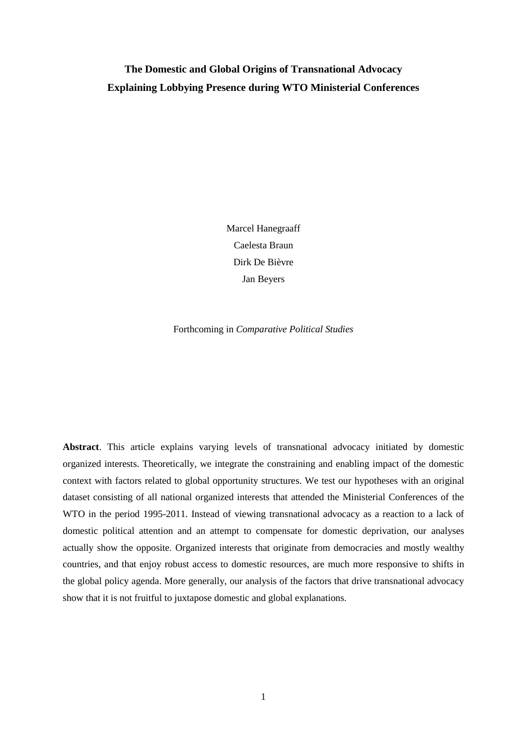# The Domestic and Global Origins of Transnational Advocacy
## Explaining Lobbying Presence during WTO Ministerial Conferences

Marcel Hanegraaff  
Caelesta Braun  
Dirk De Bièvre  
Jan Beyers

Forthcoming in *Comparative Political Studies*

**Abstract**. This article explains varying levels of transnational advocacy initiated by domestic organized interests. Theoretically, we integrate the constraining and enabling impact of the domestic context with factors related to global opportunity structures. We test our hypotheses with an original dataset consisting of all national organized interests that attended the Ministerial Conferences of the WTO in the period 1995-2011. Instead of viewing transnational advocacy as a reaction to a lack of domestic political attention and an attempt to compensate for domestic deprivation, our analyses actually show the opposite. Organized interests that originate from democracies and mostly wealthy countries, and that enjoy robust access to domestic resources, are much more responsive to shifts in the global policy agenda. More generally, our analysis of the factors that drive transnational advocacy show that it is not fruitful to juxtapose domestic and global explanations.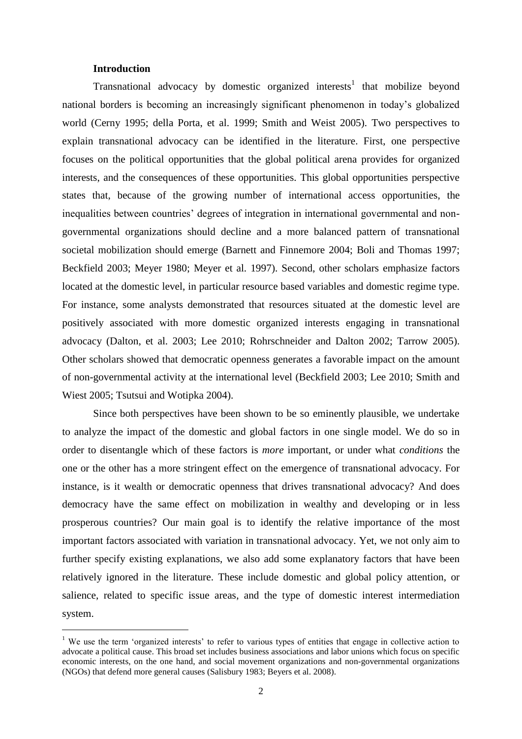### Introduction

Transnational advocacy by domestic organized interests[1] that mobilize beyond national borders is becoming an increasingly significant phenomenon in today's globalized world (Cerny 1995; della Porta, et al. 1999; Smith and Weist 2005). Two perspectives to explain transnational advocacy can be identified in the literature. First, one perspective focuses on the political opportunities that the global political arena provides for organized interests, and the consequences of these opportunities. This global opportunities perspective states that, because of the growing number of international access opportunities, the inequalities between countries' degrees of integration in international governmental and non-governmental organizations should decline and a more balanced pattern of transnational societal mobilization should emerge (Barnett and Finnemore 2004; Boli and Thomas 1997; Beckfield 2003; Meyer 1980; Meyer et al. 1997). Second, other scholars emphasize factors located at the domestic level, in particular resource based variables and domestic regime type. For instance, some analysts demonstrated that resources situated at the domestic level are positively associated with more domestic organized interests engaging in transnational advocacy (Dalton, et al. 2003; Lee 2010; Rohrschneider and Dalton 2002; Tarrow 2005). Other scholars showed that democratic openness generates a favorable impact on the amount of non-governmental activity at the international level (Beckfield 2003; Lee 2010; Smith and Wiest 2005; Tsutsui and Wotipka 2004).

Since both perspectives have been shown to be so eminently plausible, we undertake to analyze the impact of the domestic and global factors in one single model. We do so in order to disentangle which of these factors is *more* important, or under what *conditions* the one or the other has a more stringent effect on the emergence of transnational advocacy. For instance, is it wealth or democratic openness that drives transnational advocacy? And does democracy have the same effect on mobilization in wealthy and developing or in less prosperous countries? Our main goal is to identify the relative importance of the most important factors associated with variation in transnational advocacy. Yet, we not only aim to further specify existing explanations, we also add some explanatory factors that have been relatively ignored in the literature. These include domestic and global policy attention, or salience, related to specific issue areas, and the type of domestic interest intermediation system.

[1] We use the term 'organized interests' to refer to various types of entities that engage in collective action to advocate a political cause. This broad set includes business associations and labor unions which focus on specific economic interests, on the one hand, and social movement organizations and non-governmental organizations (NGOs) that defend more general causes (Salisbury 1983; Beyers et al. 2008).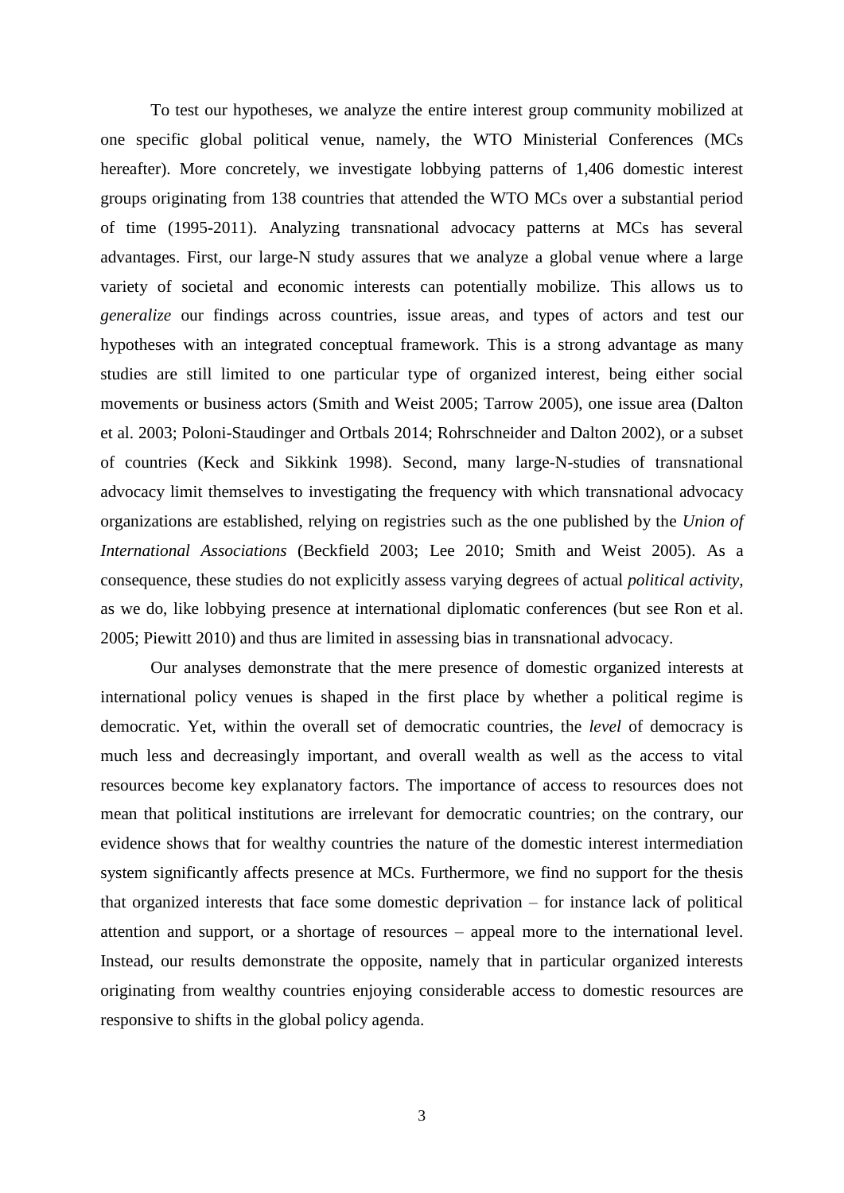To test our hypotheses, we analyze the entire interest group community mobilized at one specific global political venue, namely, the WTO Ministerial Conferences (MCs hereafter). More concretely, we investigate lobbying patterns of 1,406 domestic interest groups originating from 138 countries that attended the WTO MCs over a substantial period of time (1995-2011). Analyzing transnational advocacy patterns at MCs has several advantages. First, our large-N study assures that we analyze a global venue where a large variety of societal and economic interests can potentially mobilize. This allows us to *generalize* our findings across countries, issue areas, and types of actors and test our hypotheses with an integrated conceptual framework. This is a strong advantage as many studies are still limited to one particular type of organized interest, being either social movements or business actors (Smith and Weist 2005; Tarrow 2005), one issue area (Dalton et al. 2003; Poloni-Staudinger and Ortbals 2014; Rohrschneider and Dalton 2002), or a subset of countries (Keck and Sikkink 1998). Second, many large-N-studies of transnational advocacy limit themselves to investigating the frequency with which transnational advocacy organizations are established, relying on registries such as the one published by the *Union of International Associations* (Beckfield 2003; Lee 2010; Smith and Weist 2005). As a consequence, these studies do not explicitly assess varying degrees of actual *political activity*, as we do, like lobbying presence at international diplomatic conferences (but see Ron et al. 2005; Piewitt 2010) and thus are limited in assessing bias in transnational advocacy.

Our analyses demonstrate that the mere presence of domestic organized interests at international policy venues is shaped in the first place by whether a political regime is democratic. Yet, within the overall set of democratic countries, the *level* of democracy is much less and decreasingly important, and overall wealth as well as the access to vital resources become key explanatory factors. The importance of access to resources does not mean that political institutions are irrelevant for democratic countries; on the contrary, our evidence shows that for wealthy countries the nature of the domestic interest intermediation system significantly affects presence at MCs. Furthermore, we find no support for the thesis that organized interests that face some domestic deprivation – for instance lack of political attention and support, or a shortage of resources – appeal more to the international level. Instead, our results demonstrate the opposite, namely that in particular organized interests originating from wealthy countries enjoying considerable access to domestic resources are responsive to shifts in the global policy agenda.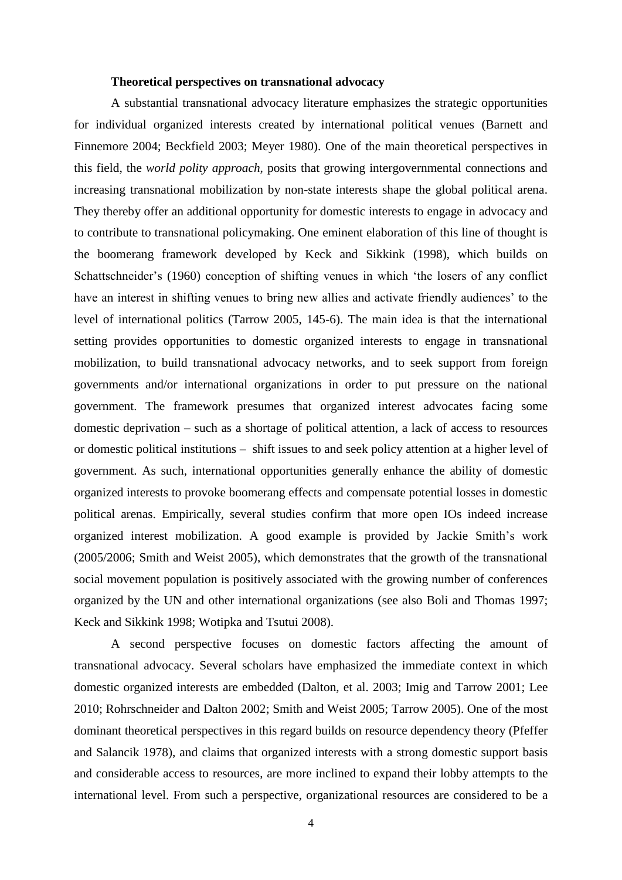### Theoretical perspectives on transnational advocacy

A substantial transnational advocacy literature emphasizes the strategic opportunities for individual organized interests created by international political venues (Barnett and Finnemore 2004; Beckfield 2003; Meyer 1980). One of the main theoretical perspectives in this field, the *world polity approach*, posits that growing intergovernmental connections and increasing transnational mobilization by non-state interests shape the global political arena. They thereby offer an additional opportunity for domestic interests to engage in advocacy and to contribute to transnational policymaking. One eminent elaboration of this line of thought is the boomerang framework developed by Keck and Sikkink (1998), which builds on Schattschneider's (1960) conception of shifting venues in which 'the losers of any conflict have an interest in shifting venues to bring new allies and activate friendly audiences' to the level of international politics (Tarrow 2005, 145-6). The main idea is that the international setting provides opportunities to domestic organized interests to engage in transnational mobilization, to build transnational advocacy networks, and to seek support from foreign governments and/or international organizations in order to put pressure on the national government. The framework presumes that organized interest advocates facing some domestic deprivation – such as a shortage of political attention, a lack of access to resources or domestic political institutions – shift issues to and seek policy attention at a higher level of government. As such, international opportunities generally enhance the ability of domestic organized interests to provoke boomerang effects and compensate potential losses in domestic political arenas. Empirically, several studies confirm that more open IOs indeed increase organized interest mobilization. A good example is provided by Jackie Smith's work (2005/2006; Smith and Weist 2005), which demonstrates that the growth of the transnational social movement population is positively associated with the growing number of conferences organized by the UN and other international organizations (see also Boli and Thomas 1997; Keck and Sikkink 1998; Wotipka and Tsutui 2008).

A second perspective focuses on domestic factors affecting the amount of transnational advocacy. Several scholars have emphasized the immediate context in which domestic organized interests are embedded (Dalton, et al. 2003; Imig and Tarrow 2001; Lee 2010; Rohrschneider and Dalton 2002; Smith and Weist 2005; Tarrow 2005). One of the most dominant theoretical perspectives in this regard builds on resource dependency theory (Pfeffer and Salancik 1978), and claims that organized interests with a strong domestic support basis and considerable access to resources, are more inclined to expand their lobby attempts to the international level. From such a perspective, organizational resources are considered to be a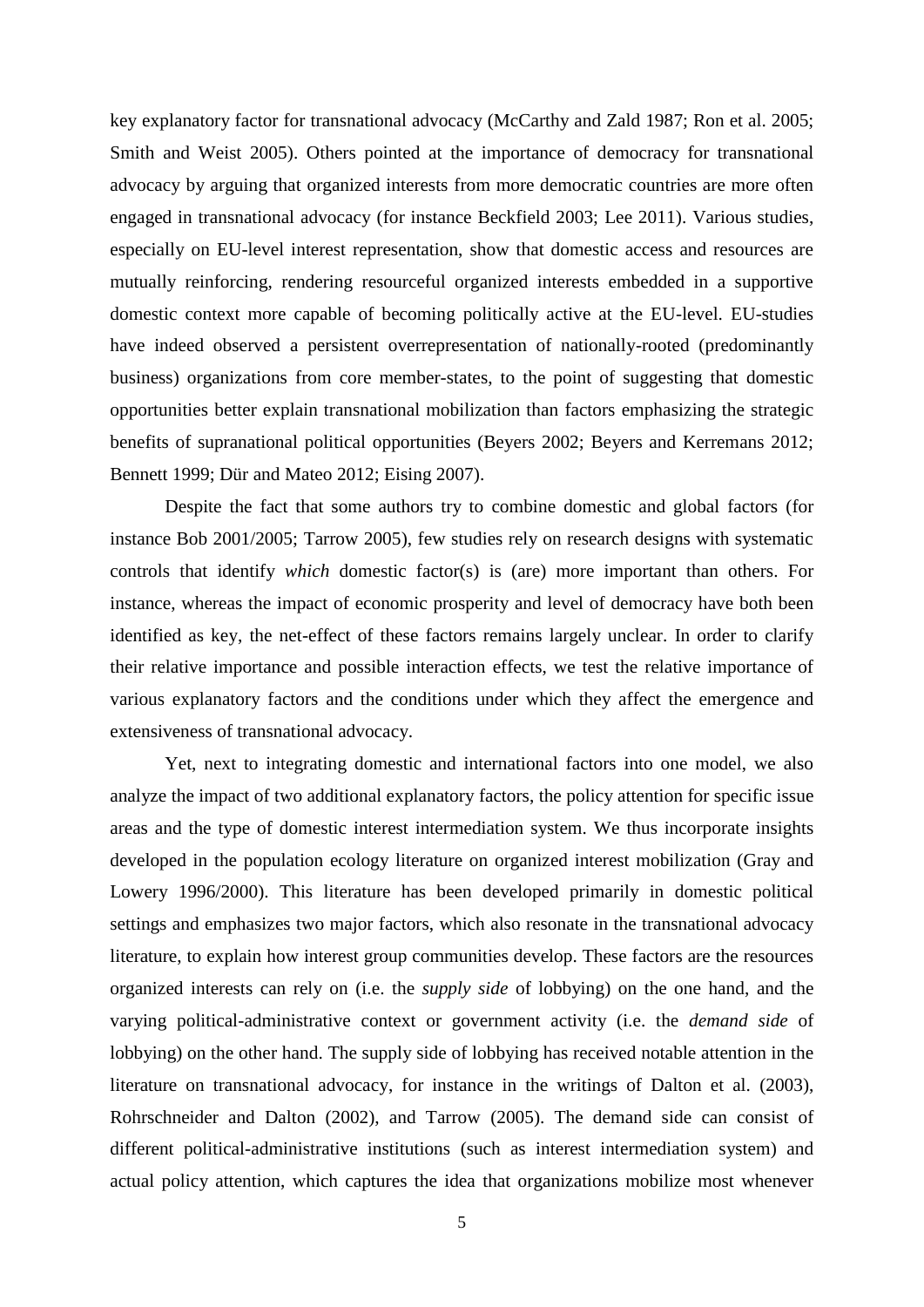key explanatory factor for transnational advocacy (McCarthy and Zald 1987; Ron et al. 2005; Smith and Weist 2005). Others pointed at the importance of democracy for transnational advocacy by arguing that organized interests from more democratic countries are more often engaged in transnational advocacy (for instance Beckfield 2003; Lee 2011). Various studies, especially on EU-level interest representation, show that domestic access and resources are mutually reinforcing, rendering resourceful organized interests embedded in a supportive domestic context more capable of becoming politically active at the EU-level. EU-studies have indeed observed a persistent overrepresentation of nationally-rooted (predominantly business) organizations from core member-states, to the point of suggesting that domestic opportunities better explain transnational mobilization than factors emphasizing the strategic benefits of supranational political opportunities (Beyers 2002; Beyers and Kerremans 2012; Bennett 1999; Dür and Mateo 2012; Eising 2007).

Despite the fact that some authors try to combine domestic and global factors (for instance Bob 2001/2005; Tarrow 2005), few studies rely on research designs with systematic controls that identify *which* domestic factor(s) is (are) more important than others. For instance, whereas the impact of economic prosperity and level of democracy have both been identified as key, the net-effect of these factors remains largely unclear. In order to clarify their relative importance and possible interaction effects, we test the relative importance of various explanatory factors and the conditions under which they affect the emergence and extensiveness of transnational advocacy.

Yet, next to integrating domestic and international factors into one model, we also analyze the impact of two additional explanatory factors, the policy attention for specific issue areas and the type of domestic interest intermediation system. We thus incorporate insights developed in the population ecology literature on organized interest mobilization (Gray and Lowery 1996/2000). This literature has been developed primarily in domestic political settings and emphasizes two major factors, which also resonate in the transnational advocacy literature, to explain how interest group communities develop. These factors are the resources organized interests can rely on (i.e. the *supply side* of lobbying) on the one hand, and the varying political-administrative context or government activity (i.e. the *demand side* of lobbying) on the other hand. The supply side of lobbying has received notable attention in the literature on transnational advocacy, for instance in the writings of Dalton et al. (2003), Rohrschneider and Dalton (2002), and Tarrow (2005). The demand side can consist of different political-administrative institutions (such as interest intermediation system) and actual policy attention, which captures the idea that organizations mobilize most whenever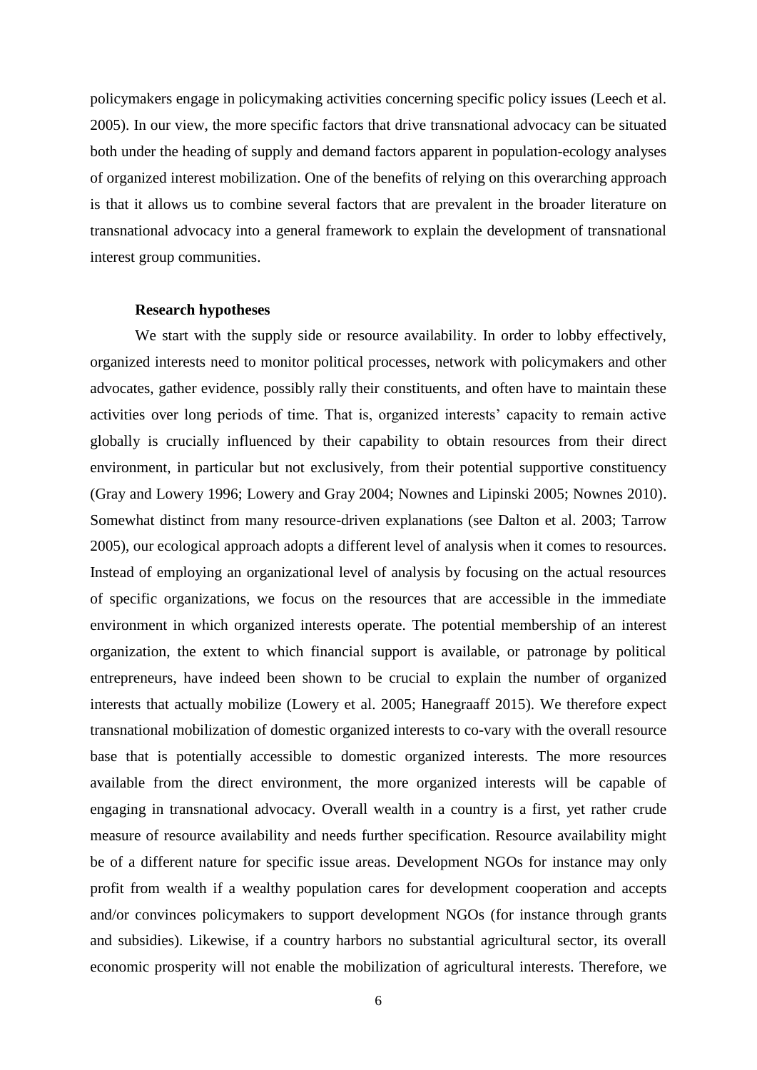policymakers engage in policymaking activities concerning specific policy issues (Leech et al. 2005). In our view, the more specific factors that drive transnational advocacy can be situated both under the heading of supply and demand factors apparent in population-ecology analyses of organized interest mobilization. One of the benefits of relying on this overarching approach is that it allows us to combine several factors that are prevalent in the broader literature on transnational advocacy into a general framework to explain the development of transnational interest group communities.

### Research hypotheses

We start with the supply side or resource availability. In order to lobby effectively, organized interests need to monitor political processes, network with policymakers and other advocates, gather evidence, possibly rally their constituents, and often have to maintain these activities over long periods of time. That is, organized interests' capacity to remain active globally is crucially influenced by their capability to obtain resources from their direct environment, in particular but not exclusively, from their potential supportive constituency (Gray and Lowery 1996; Lowery and Gray 2004; Nownes and Lipinski 2005; Nownes 2010). Somewhat distinct from many resource-driven explanations (see Dalton et al. 2003; Tarrow 2005), our ecological approach adopts a different level of analysis when it comes to resources. Instead of employing an organizational level of analysis by focusing on the actual resources of specific organizations, we focus on the resources that are accessible in the immediate environment in which organized interests operate. The potential membership of an interest organization, the extent to which financial support is available, or patronage by political entrepreneurs, have indeed been shown to be crucial to explain the number of organized interests that actually mobilize (Lowery et al. 2005; Hanegraaff 2015). We therefore expect transnational mobilization of domestic organized interests to co-vary with the overall resource base that is potentially accessible to domestic organized interests. The more resources available from the direct environment, the more organized interests will be capable of engaging in transnational advocacy. Overall wealth in a country is a first, yet rather crude measure of resource availability and needs further specification. Resource availability might be of a different nature for specific issue areas. Development NGOs for instance may only profit from wealth if a wealthy population cares for development cooperation and accepts and/or convinces policymakers to support development NGOs (for instance through grants and subsidies). Likewise, if a country harbors no substantial agricultural sector, its overall economic prosperity will not enable the mobilization of agricultural interests. Therefore, we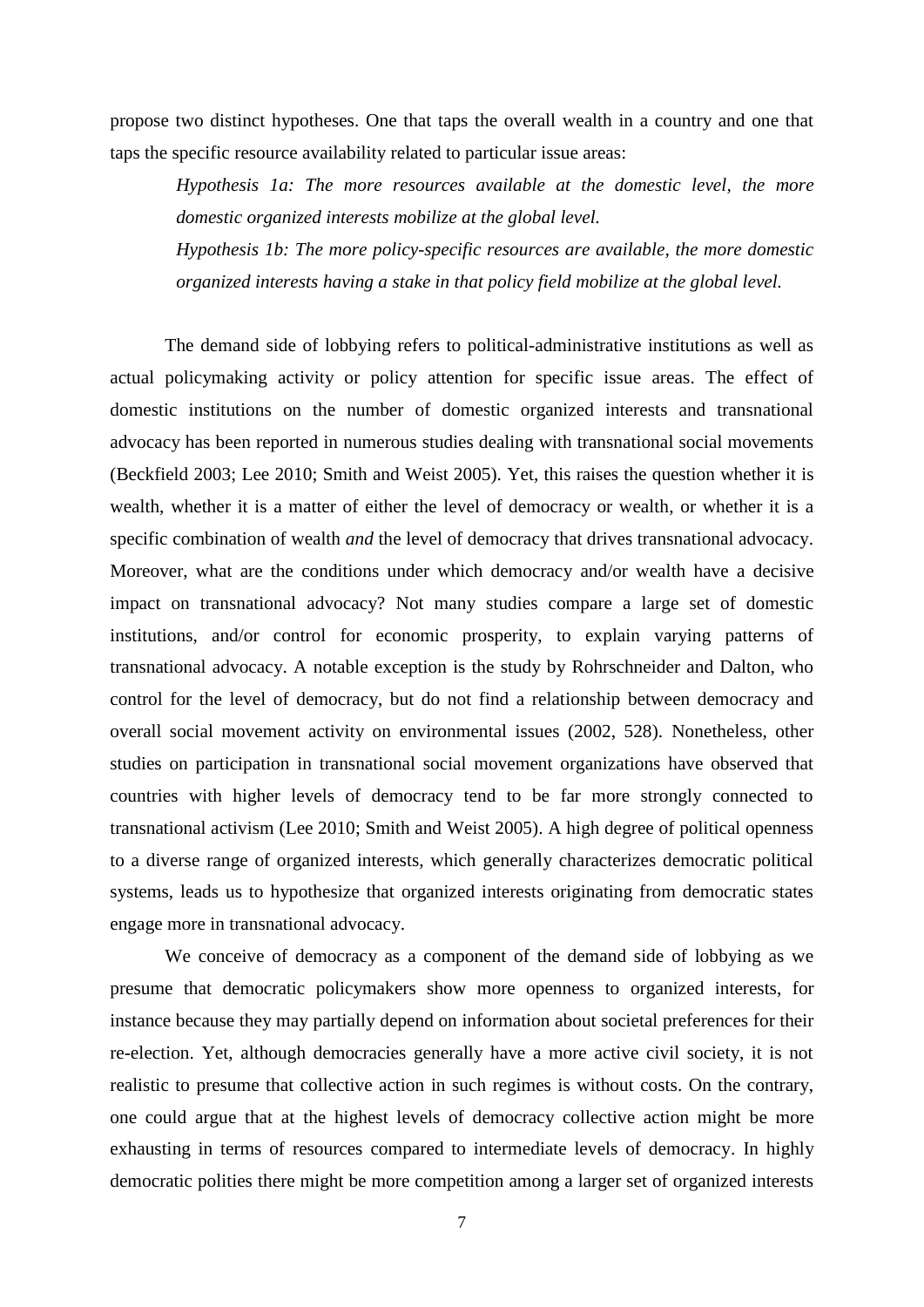propose two distinct hypotheses. One that taps the overall wealth in a country and one that taps the specific resource availability related to particular issue areas:

> *Hypothesis 1a: The more resources available at the domestic level, the more domestic organized interests mobilize at the global level.*
>
> *Hypothesis 1b: The more policy-specific resources are available, the more domestic organized interests having a stake in that policy field mobilize at the global level.*

The demand side of lobbying refers to political-administrative institutions as well as actual policymaking activity or policy attention for specific issue areas. The effect of domestic institutions on the number of domestic organized interests and transnational advocacy has been reported in numerous studies dealing with transnational social movements (Beckfield 2003; Lee 2010; Smith and Weist 2005). Yet, this raises the question whether it is wealth, whether it is a matter of either the level of democracy or wealth, or whether it is a specific combination of wealth *and* the level of democracy that drives transnational advocacy. Moreover, what are the conditions under which democracy and/or wealth have a decisive impact on transnational advocacy? Not many studies compare a large set of domestic institutions, and/or control for economic prosperity, to explain varying patterns of transnational advocacy. A notable exception is the study by Rohrschneider and Dalton, who control for the level of democracy, but do not find a relationship between democracy and overall social movement activity on environmental issues (2002, 528). Nonetheless, other studies on participation in transnational social movement organizations have observed that countries with higher levels of democracy tend to be far more strongly connected to transnational activism (Lee 2010; Smith and Weist 2005). A high degree of political openness to a diverse range of organized interests, which generally characterizes democratic political systems, leads us to hypothesize that organized interests originating from democratic states engage more in transnational advocacy.

We conceive of democracy as a component of the demand side of lobbying as we presume that democratic policymakers show more openness to organized interests, for instance because they may partially depend on information about societal preferences for their re-election. Yet, although democracies generally have a more active civil society, it is not realistic to presume that collective action in such regimes is without costs. On the contrary, one could argue that at the highest levels of democracy collective action might be more exhausting in terms of resources compared to intermediate levels of democracy. In highly democratic polities there might be more competition among a larger set of organized interests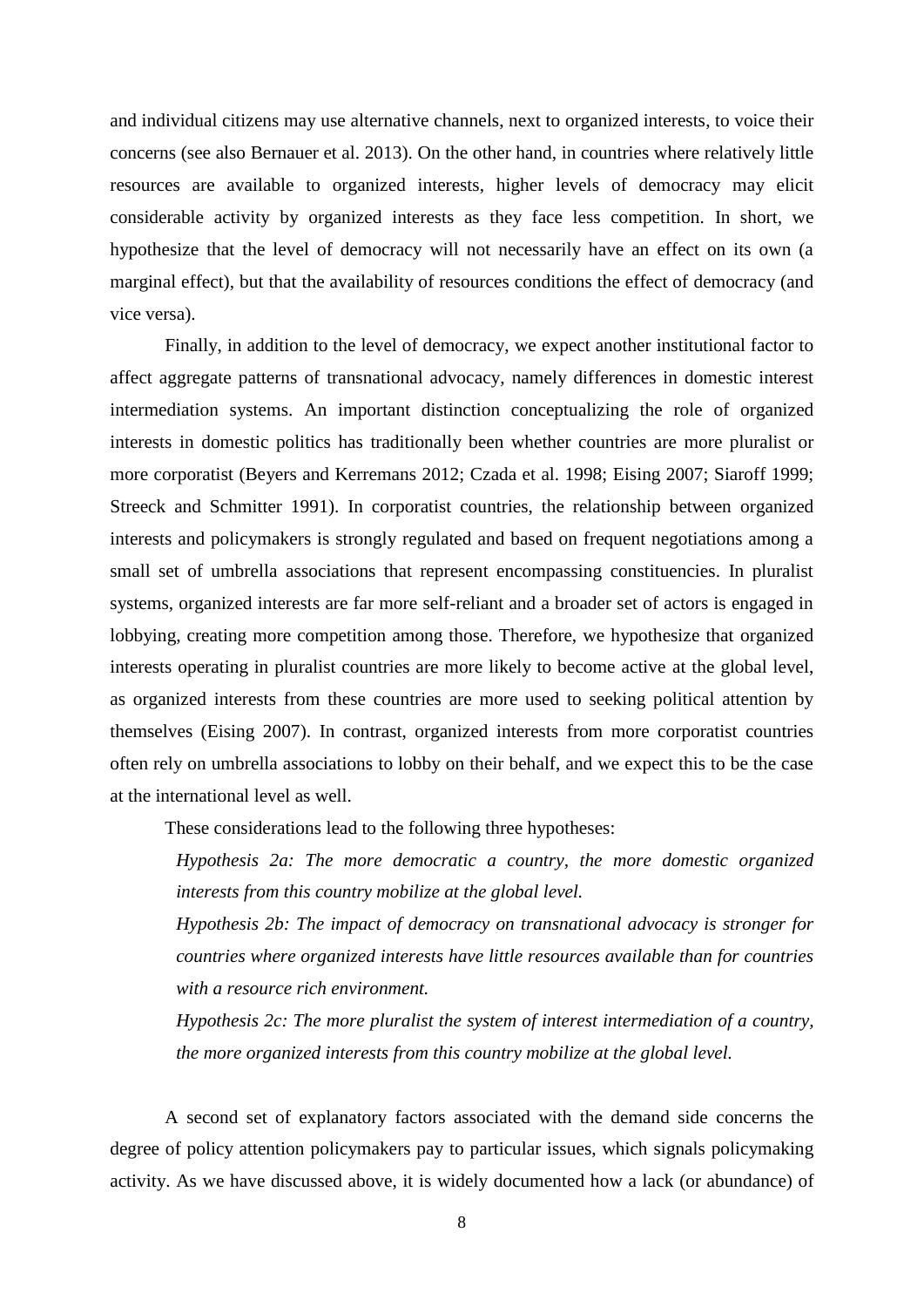and individual citizens may use alternative channels, next to organized interests, to voice their concerns (see also Bernauer et al. 2013). On the other hand, in countries where relatively little resources are available to organized interests, higher levels of democracy may elicit considerable activity by organized interests as they face less competition. In short, we hypothesize that the level of democracy will not necessarily have an effect on its own (a marginal effect), but that the availability of resources conditions the effect of democracy (and vice versa).

Finally, in addition to the level of democracy, we expect another institutional factor to affect aggregate patterns of transnational advocacy, namely differences in domestic interest intermediation systems. An important distinction conceptualizing the role of organized interests in domestic politics has traditionally been whether countries are more pluralist or more corporatist (Beyers and Kerremans 2012; Czada et al. 1998; Eising 2007; Siaroff 1999; Streeck and Schmitter 1991). In corporatist countries, the relationship between organized interests and policymakers is strongly regulated and based on frequent negotiations among a small set of umbrella associations that represent encompassing constituencies. In pluralist systems, organized interests are far more self-reliant and a broader set of actors is engaged in lobbying, creating more competition among those. Therefore, we hypothesize that organized interests operating in pluralist countries are more likely to become active at the global level, as organized interests from these countries are more used to seeking political attention by themselves (Eising 2007). In contrast, organized interests from more corporatist countries often rely on umbrella associations to lobby on their behalf, and we expect this to be the case at the international level as well.

These considerations lead to the following three hypotheses:

*Hypothesis 2a: The more democratic a country, the more domestic organized interests from this country mobilize at the global level.*

*Hypothesis 2b: The impact of democracy on transnational advocacy is stronger for countries where organized interests have little resources available than for countries with a resource rich environment.*

*Hypothesis 2c: The more pluralist the system of interest intermediation of a country, the more organized interests from this country mobilize at the global level.*

A second set of explanatory factors associated with the demand side concerns the degree of policy attention policymakers pay to particular issues, which signals policymaking activity. As we have discussed above, it is widely documented how a lack (or abundance) of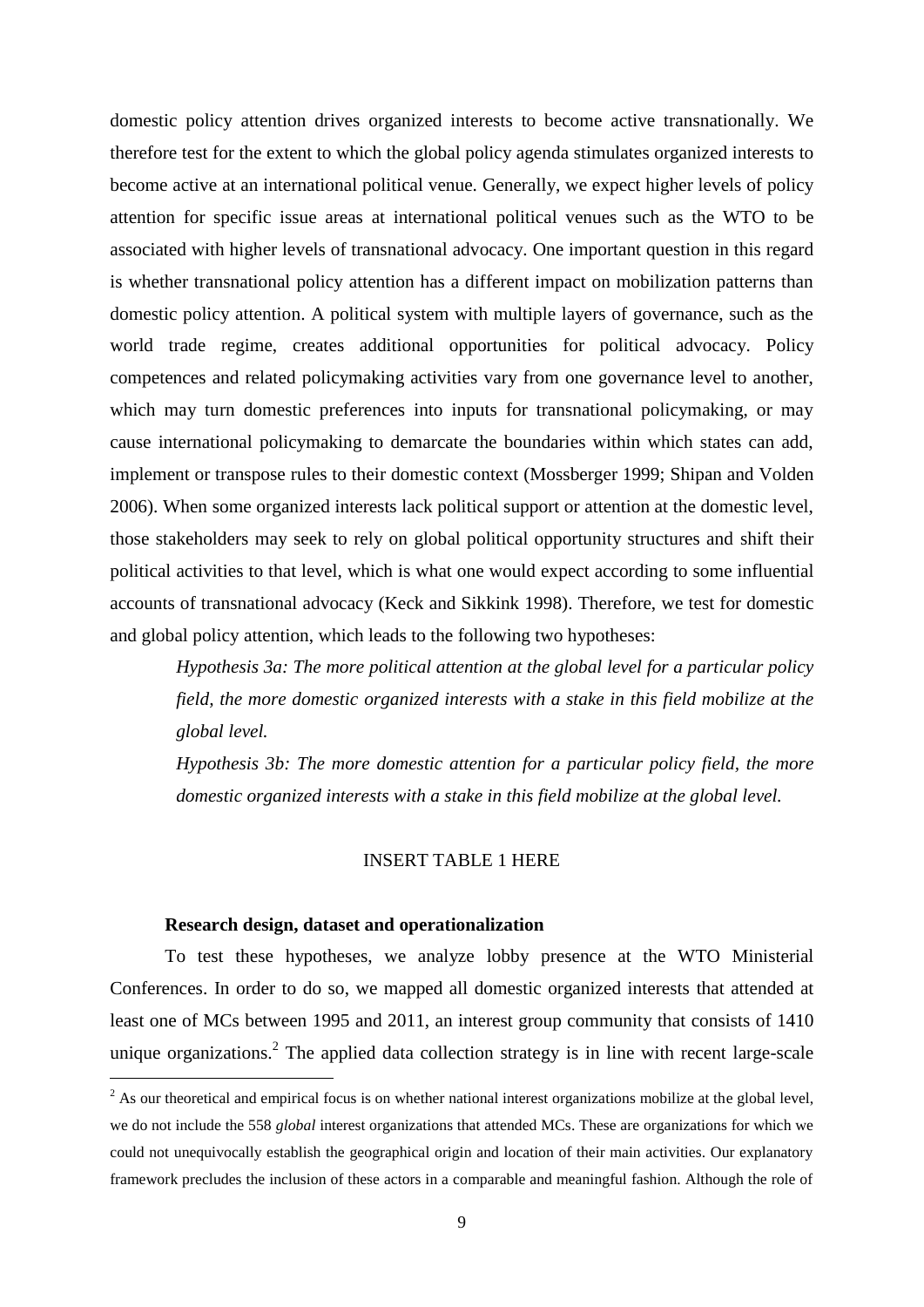domestic policy attention drives organized interests to become active transnationally. We therefore test for the extent to which the global policy agenda stimulates organized interests to become active at an international political venue. Generally, we expect higher levels of policy attention for specific issue areas at international political venues such as the WTO to be associated with higher levels of transnational advocacy. One important question in this regard is whether transnational policy attention has a different impact on mobilization patterns than domestic policy attention. A political system with multiple layers of governance, such as the world trade regime, creates additional opportunities for political advocacy. Policy competences and related policymaking activities vary from one governance level to another, which may turn domestic preferences into inputs for transnational policymaking, or may cause international policymaking to demarcate the boundaries within which states can add, implement or transpose rules to their domestic context (Mossberger 1999; Shipan and Volden 2006). When some organized interests lack political support or attention at the domestic level, those stakeholders may seek to rely on global political opportunity structures and shift their political activities to that level, which is what one would expect according to some influential accounts of transnational advocacy (Keck and Sikkink 1998). Therefore, we test for domestic and global policy attention, which leads to the following two hypotheses:

> *Hypothesis 3a: The more political attention at the global level for a particular policy field, the more domestic organized interests with a stake in this field mobilize at the global level.*
>
> *Hypothesis 3b: The more domestic attention for a particular policy field, the more domestic organized interests with a stake in this field mobilize at the global level.*

INSERT TABLE 1 HERE

### Research design, dataset and operationalization

To test these hypotheses, we analyze lobby presence at the WTO Ministerial Conferences. In order to do so, we mapped all domestic organized interests that attended at least one of MCs between 1995 and 2011, an interest group community that consists of 1410 unique organizations.[2] The applied data collection strategy is in line with recent large-scale

[2] As our theoretical and empirical focus is on whether national interest organizations mobilize at the global level, we do not include the 558 *global* interest organizations that attended MCs. These are organizations for which we could not unequivocally establish the geographical origin and location of their main activities. Our explanatory framework precludes the inclusion of these actors in a comparable and meaningful fashion. Although the role of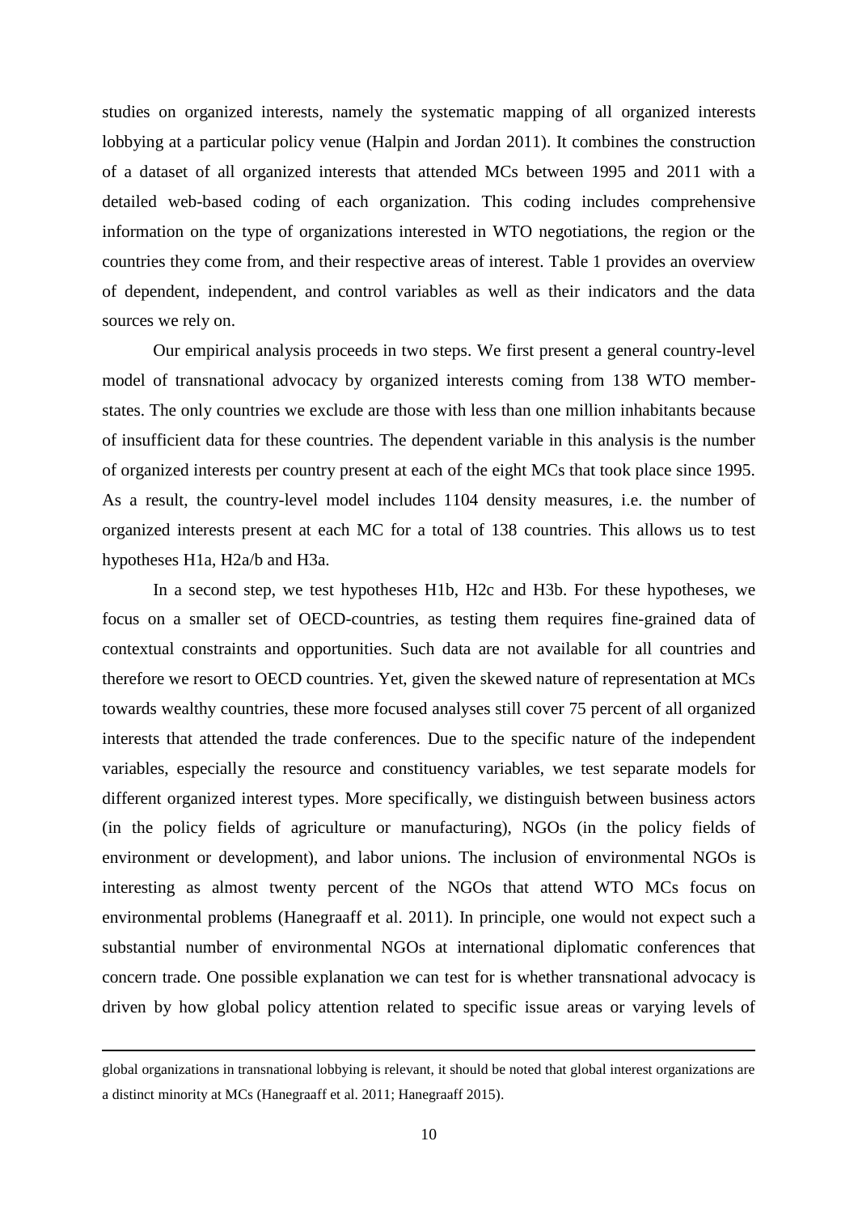studies on organized interests, namely the systematic mapping of all organized interests lobbying at a particular policy venue (Halpin and Jordan 2011). It combines the construction of a dataset of all organized interests that attended MCs between 1995 and 2011 with a detailed web-based coding of each organization. This coding includes comprehensive information on the type of organizations interested in WTO negotiations, the region or the countries they come from, and their respective areas of interest. Table 1 provides an overview of dependent, independent, and control variables as well as their indicators and the data sources we rely on.

Our empirical analysis proceeds in two steps. We first present a general country-level model of transnational advocacy by organized interests coming from 138 WTO member-states. The only countries we exclude are those with less than one million inhabitants because of insufficient data for these countries. The dependent variable in this analysis is the number of organized interests per country present at each of the eight MCs that took place since 1995. As a result, the country-level model includes 1104 density measures, i.e. the number of organized interests present at each MC for a total of 138 countries. This allows us to test hypotheses H1a, H2a/b and H3a.

In a second step, we test hypotheses H1b, H2c and H3b. For these hypotheses, we focus on a smaller set of OECD-countries, as testing them requires fine-grained data of contextual constraints and opportunities. Such data are not available for all countries and therefore we resort to OECD countries. Yet, given the skewed nature of representation at MCs towards wealthy countries, these more focused analyses still cover 75 percent of all organized interests that attended the trade conferences. Due to the specific nature of the independent variables, especially the resource and constituency variables, we test separate models for different organized interest types. More specifically, we distinguish between business actors (in the policy fields of agriculture or manufacturing), NGOs (in the policy fields of environment or development), and labor unions. The inclusion of environmental NGOs is interesting as almost twenty percent of the NGOs that attend WTO MCs focus on environmental problems (Hanegraaff et al. 2011). In principle, one would not expect such a substantial number of environmental NGOs at international diplomatic conferences that concern trade. One possible explanation we can test for is whether transnational advocacy is driven by how global policy attention related to specific issue areas or varying levels of

---

global organizations in transnational lobbying is relevant, it should be noted that global interest organizations are a distinct minority at MCs (Hanegraaff et al. 2011; Hanegraaff 2015).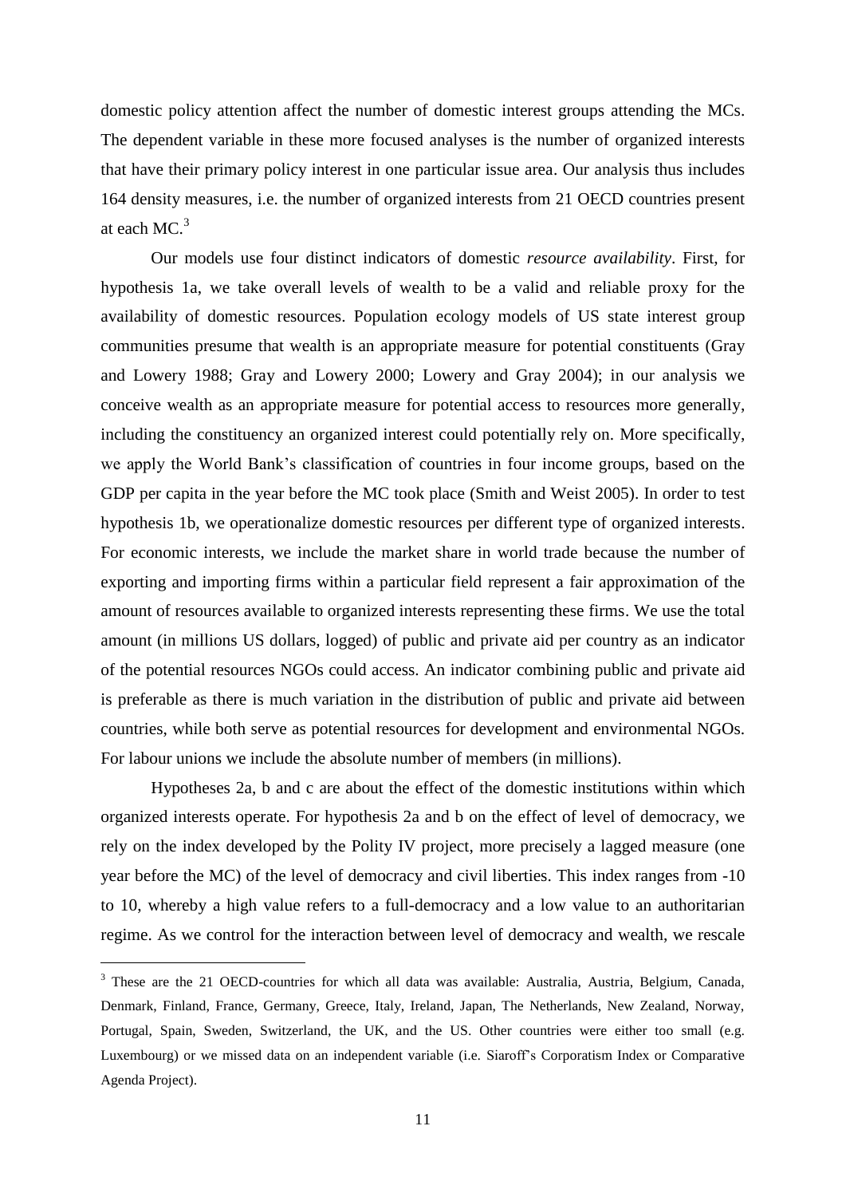domestic policy attention affect the number of domestic interest groups attending the MCs. The dependent variable in these more focused analyses is the number of organized interests that have their primary policy interest in one particular issue area. Our analysis thus includes 164 density measures, i.e. the number of organized interests from 21 OECD countries present at each MC.[3]

Our models use four distinct indicators of domestic *resource availability*. First, for hypothesis 1a, we take overall levels of wealth to be a valid and reliable proxy for the availability of domestic resources. Population ecology models of US state interest group communities presume that wealth is an appropriate measure for potential constituents (Gray and Lowery 1988; Gray and Lowery 2000; Lowery and Gray 2004); in our analysis we conceive wealth as an appropriate measure for potential access to resources more generally, including the constituency an organized interest could potentially rely on. More specifically, we apply the World Bank's classification of countries in four income groups, based on the GDP per capita in the year before the MC took place (Smith and Weist 2005). In order to test hypothesis 1b, we operationalize domestic resources per different type of organized interests. For economic interests, we include the market share in world trade because the number of exporting and importing firms within a particular field represent a fair approximation of the amount of resources available to organized interests representing these firms. We use the total amount (in millions US dollars, logged) of public and private aid per country as an indicator of the potential resources NGOs could access. An indicator combining public and private aid is preferable as there is much variation in the distribution of public and private aid between countries, while both serve as potential resources for development and environmental NGOs. For labour unions we include the absolute number of members (in millions).

Hypotheses 2a, b and c are about the effect of the domestic institutions within which organized interests operate. For hypothesis 2a and b on the effect of level of democracy, we rely on the index developed by the Polity IV project, more precisely a lagged measure (one year before the MC) of the level of democracy and civil liberties. This index ranges from -10 to 10, whereby a high value refers to a full-democracy and a low value to an authoritarian regime. As we control for the interaction between level of democracy and wealth, we rescale

[3] These are the 21 OECD-countries for which all data was available: Australia, Austria, Belgium, Canada, Denmark, Finland, France, Germany, Greece, Italy, Ireland, Japan, The Netherlands, New Zealand, Norway, Portugal, Spain, Sweden, Switzerland, the UK, and the US. Other countries were either too small (e.g. Luxembourg) or we missed data on an independent variable (i.e. Siaroff's Corporatism Index or Comparative Agenda Project).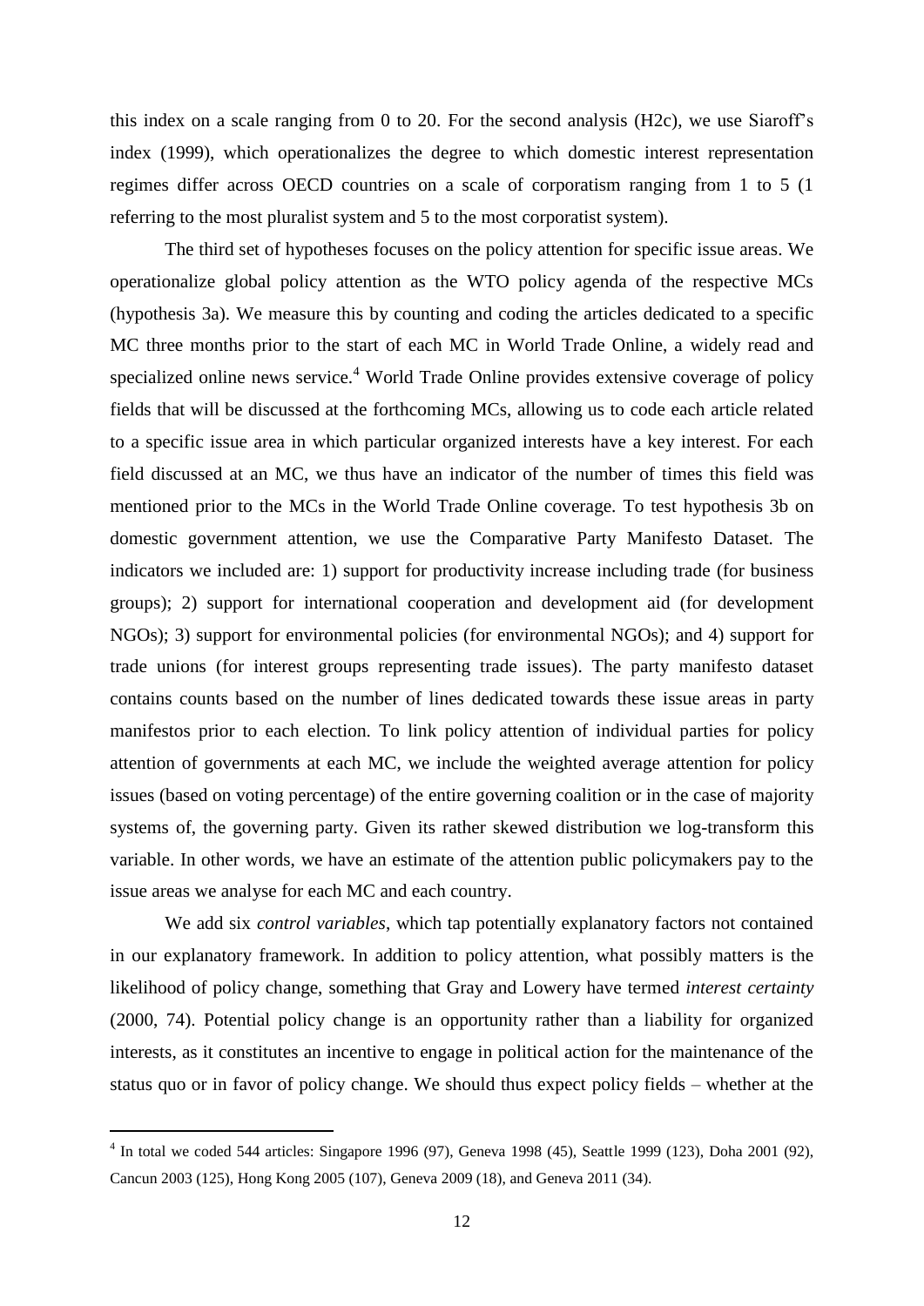this index on a scale ranging from 0 to 20. For the second analysis (H2c), we use Siaroff's index (1999), which operationalizes the degree to which domestic interest representation regimes differ across OECD countries on a scale of corporatism ranging from 1 to 5 (1 referring to the most pluralist system and 5 to the most corporatist system).

The third set of hypotheses focuses on the policy attention for specific issue areas. We operationalize global policy attention as the WTO policy agenda of the respective MCs (hypothesis 3a). We measure this by counting and coding the articles dedicated to a specific MC three months prior to the start of each MC in World Trade Online, a widely read and specialized online news service.[4] World Trade Online provides extensive coverage of policy fields that will be discussed at the forthcoming MCs, allowing us to code each article related to a specific issue area in which particular organized interests have a key interest. For each field discussed at an MC, we thus have an indicator of the number of times this field was mentioned prior to the MCs in the World Trade Online coverage. To test hypothesis 3b on domestic government attention, we use the Comparative Party Manifesto Dataset. The indicators we included are: 1) support for productivity increase including trade (for business groups); 2) support for international cooperation and development aid (for development NGOs); 3) support for environmental policies (for environmental NGOs); and 4) support for trade unions (for interest groups representing trade issues). The party manifesto dataset contains counts based on the number of lines dedicated towards these issue areas in party manifestos prior to each election. To link policy attention of individual parties for policy attention of governments at each MC, we include the weighted average attention for policy issues (based on voting percentage) of the entire governing coalition or in the case of majority systems of, the governing party. Given its rather skewed distribution we log-transform this variable. In other words, we have an estimate of the attention public policymakers pay to the issue areas we analyse for each MC and each country.

We add six *control variables*, which tap potentially explanatory factors not contained in our explanatory framework. In addition to policy attention, what possibly matters is the likelihood of policy change, something that Gray and Lowery have termed *interest certainty* (2000, 74). Potential policy change is an opportunity rather than a liability for organized interests, as it constitutes an incentive to engage in political action for the maintenance of the status quo or in favor of policy change. We should thus expect policy fields – whether at the

[4] In total we coded 544 articles: Singapore 1996 (97), Geneva 1998 (45), Seattle 1999 (123), Doha 2001 (92), Cancun 2003 (125), Hong Kong 2005 (107), Geneva 2009 (18), and Geneva 2011 (34).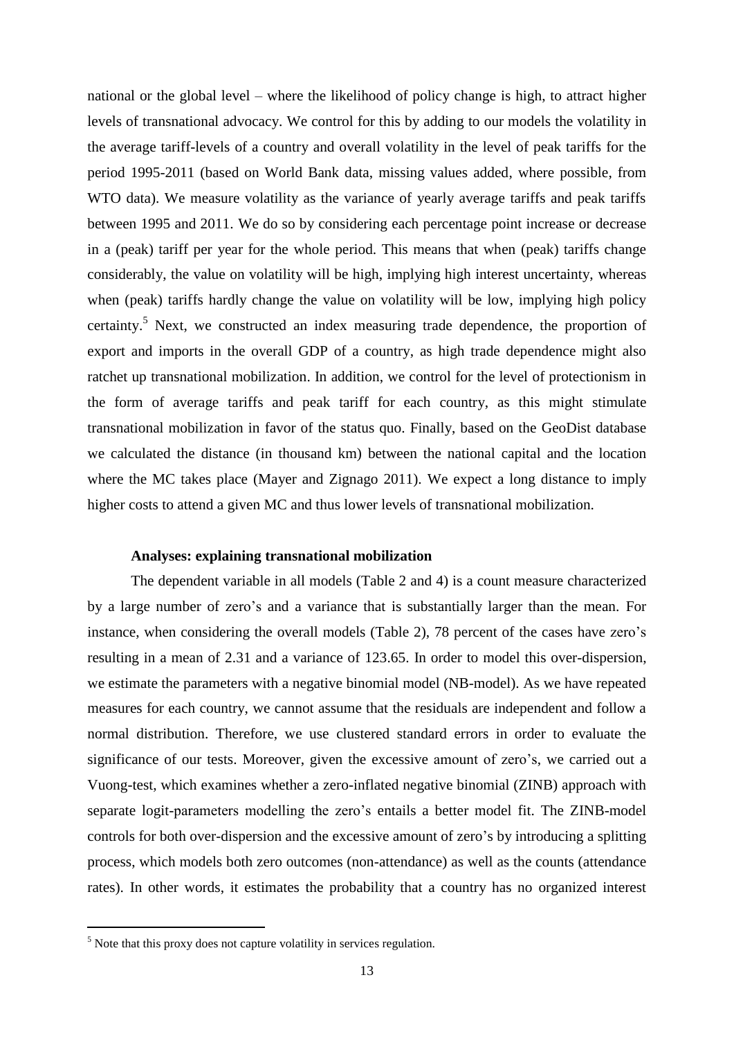national or the global level – where the likelihood of policy change is high, to attract higher levels of transnational advocacy. We control for this by adding to our models the volatility in the average tariff-levels of a country and overall volatility in the level of peak tariffs for the period 1995-2011 (based on World Bank data, missing values added, where possible, from WTO data). We measure volatility as the variance of yearly average tariffs and peak tariffs between 1995 and 2011. We do so by considering each percentage point increase or decrease in a (peak) tariff per year for the whole period. This means that when (peak) tariffs change considerably, the value on volatility will be high, implying high interest uncertainty, whereas when (peak) tariffs hardly change the value on volatility will be low, implying high policy certainty.[5] Next, we constructed an index measuring trade dependence, the proportion of export and imports in the overall GDP of a country, as high trade dependence might also ratchet up transnational mobilization. In addition, we control for the level of protectionism in the form of average tariffs and peak tariff for each country, as this might stimulate transnational mobilization in favor of the status quo. Finally, based on the GeoDist database we calculated the distance (in thousand km) between the national capital and the location where the MC takes place (Mayer and Zignago 2011). We expect a long distance to imply higher costs to attend a given MC and thus lower levels of transnational mobilization.

### Analyses: explaining transnational mobilization

The dependent variable in all models (Table 2 and 4) is a count measure characterized by a large number of zero's and a variance that is substantially larger than the mean. For instance, when considering the overall models (Table 2), 78 percent of the cases have zero's resulting in a mean of 2.31 and a variance of 123.65. In order to model this over-dispersion, we estimate the parameters with a negative binomial model (NB-model). As we have repeated measures for each country, we cannot assume that the residuals are independent and follow a normal distribution. Therefore, we use clustered standard errors in order to evaluate the significance of our tests. Moreover, given the excessive amount of zero's, we carried out a Vuong-test, which examines whether a zero-inflated negative binomial (ZINB) approach with separate logit-parameters modelling the zero's entails a better model fit. The ZINB-model controls for both over-dispersion and the excessive amount of zero's by introducing a splitting process, which models both zero outcomes (non-attendance) as well as the counts (attendance rates). In other words, it estimates the probability that a country has no organized interest

[5] Note that this proxy does not capture volatility in services regulation.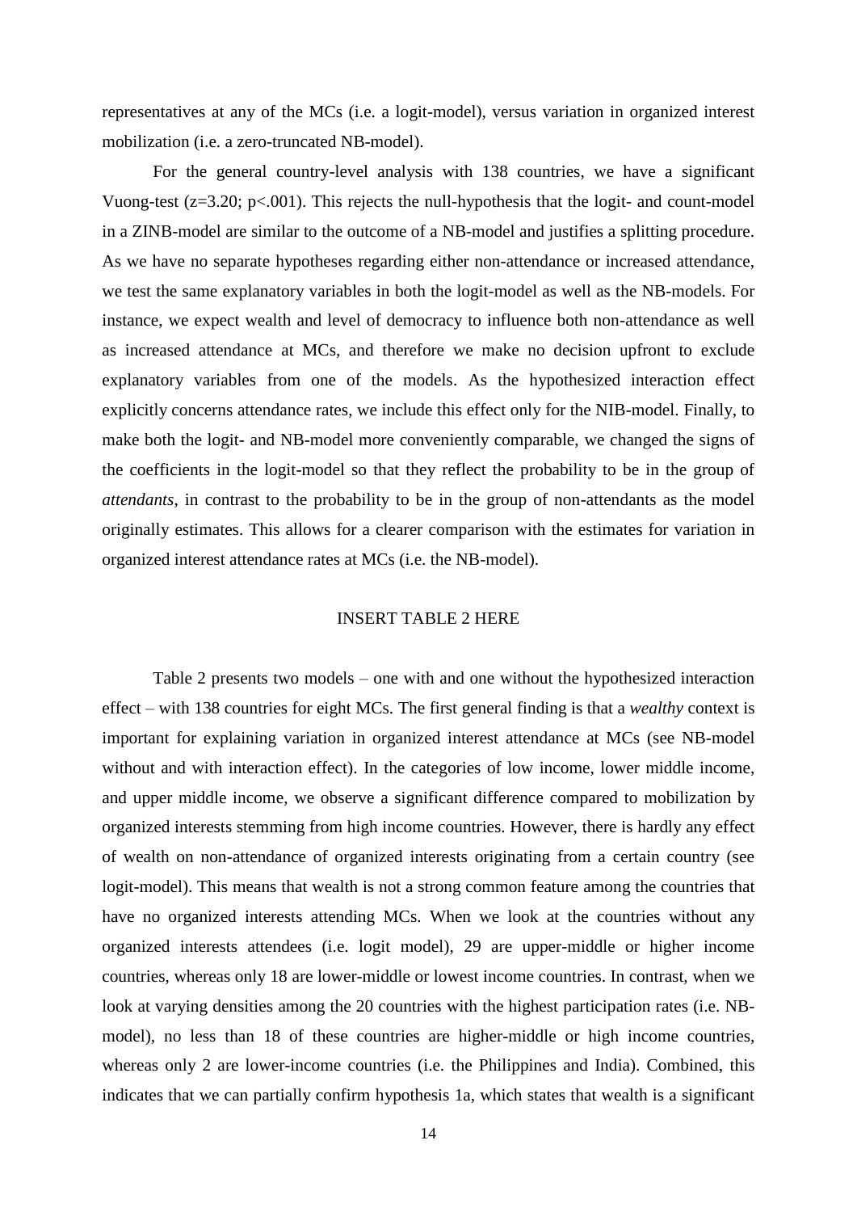representatives at any of the MCs (i.e. a logit-model), versus variation in organized interest mobilization (i.e. a zero-truncated NB-model).

For the general country-level analysis with 138 countries, we have a significant Vuong-test ($z=3.20$; $p<.001$). This rejects the null-hypothesis that the logit- and count-model in a ZINB-model are similar to the outcome of a NB-model and justifies a splitting procedure. As we have no separate hypotheses regarding either non-attendance or increased attendance, we test the same explanatory variables in both the logit-model as well as the NB-models. For instance, we expect wealth and level of democracy to influence both non-attendance as well as increased attendance at MCs, and therefore we make no decision upfront to exclude explanatory variables from one of the models. As the hypothesized interaction effect explicitly concerns attendance rates, we include this effect only for the NIB-model. Finally, to make both the logit- and NB-model more conveniently comparable, we changed the signs of the coefficients in the logit-model so that they reflect the probability to be in the group of *attendants*, in contrast to the probability to be in the group of non-attendants as the model originally estimates. This allows for a clearer comparison with the estimates for variation in organized interest attendance rates at MCs (i.e. the NB-model).

INSERT TABLE 2 HERE

Table 2 presents two models – one with and one without the hypothesized interaction effect – with 138 countries for eight MCs. The first general finding is that a *wealthy* context is important for explaining variation in organized interest attendance at MCs (see NB-model without and with interaction effect). In the categories of low income, lower middle income, and upper middle income, we observe a significant difference compared to mobilization by organized interests stemming from high income countries. However, there is hardly any effect of wealth on non-attendance of organized interests originating from a certain country (see logit-model). This means that wealth is not a strong common feature among the countries that have no organized interests attending MCs. When we look at the countries without any organized interests attendees (i.e. logit model), 29 are upper-middle or higher income countries, whereas only 18 are lower-middle or lowest income countries. In contrast, when we look at varying densities among the 20 countries with the highest participation rates (i.e. NB-model), no less than 18 of these countries are higher-middle or high income countries, whereas only 2 are lower-income countries (i.e. the Philippines and India). Combined, this indicates that we can partially confirm hypothesis 1a, which states that wealth is a significant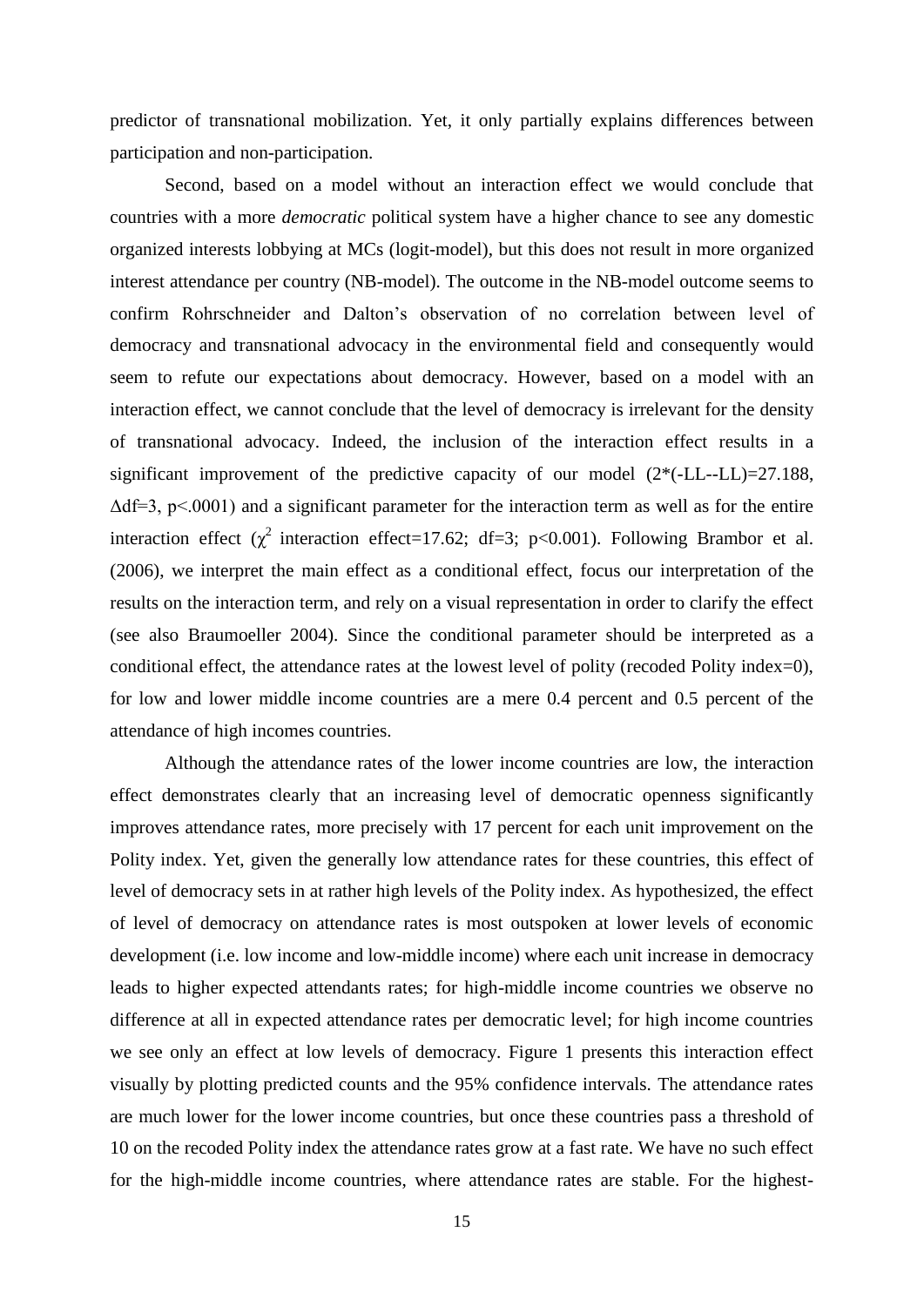predictor of transnational mobilization. Yet, it only partially explains differences between participation and non-participation.

Second, based on a model without an interaction effect we would conclude that countries with a more *democratic* political system have a higher chance to see any domestic organized interests lobbying at MCs (logit-model), but this does not result in more organized interest attendance per country (NB-model). The outcome in the NB-model outcome seems to confirm Rohrschneider and Dalton's observation of no correlation between level of democracy and transnational advocacy in the environmental field and consequently would seem to refute our expectations about democracy. However, based on a model with an interaction effect, we cannot conclude that the level of democracy is irrelevant for the density of transnational advocacy. Indeed, the inclusion of the interaction effect results in a significant improvement of the predictive capacity of our model (2*(-LL--LL)=27.188, $\Delta$df=3, p<.0001) and a significant parameter for the interaction term as well as for the entire interaction effect ($\chi^2$ interaction effect=17.62; df=3; p<0.001). Following Brambor et al. (2006), we interpret the main effect as a conditional effect, focus our interpretation of the results on the interaction term, and rely on a visual representation in order to clarify the effect (see also Braumoeller 2004). Since the conditional parameter should be interpreted as a conditional effect, the attendance rates at the lowest level of polity (recoded Polity index=0), for low and lower middle income countries are a mere 0.4 percent and 0.5 percent of the attendance of high incomes countries.

Although the attendance rates of the lower income countries are low, the interaction effect demonstrates clearly that an increasing level of democratic openness significantly improves attendance rates, more precisely with 17 percent for each unit improvement on the Polity index. Yet, given the generally low attendance rates for these countries, this effect of level of democracy sets in at rather high levels of the Polity index. As hypothesized, the effect of level of democracy on attendance rates is most outspoken at lower levels of economic development (i.e. low income and low-middle income) where each unit increase in democracy leads to higher expected attendants rates; for high-middle income countries we observe no difference at all in expected attendance rates per democratic level; for high income countries we see only an effect at low levels of democracy. Figure 1 presents this interaction effect visually by plotting predicted counts and the 95% confidence intervals. The attendance rates are much lower for the lower income countries, but once these countries pass a threshold of 10 on the recoded Polity index the attendance rates grow at a fast rate. We have no such effect for the high-middle income countries, where attendance rates are stable. For the highest-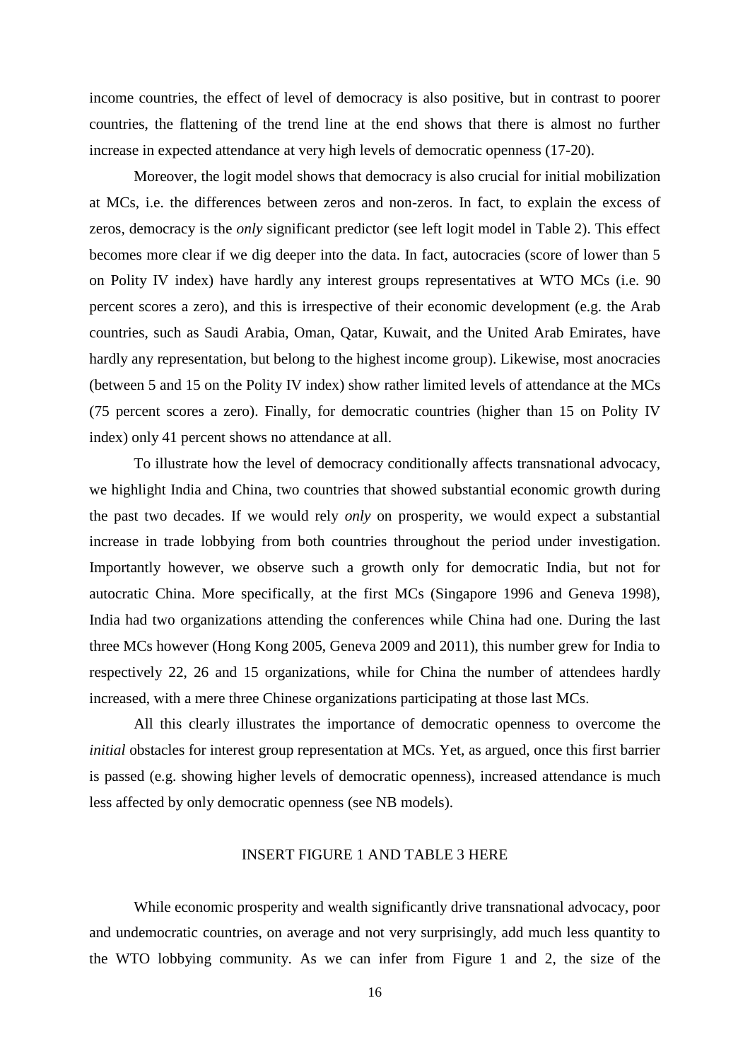income countries, the effect of level of democracy is also positive, but in contrast to poorer countries, the flattening of the trend line at the end shows that there is almost no further increase in expected attendance at very high levels of democratic openness (17-20).

Moreover, the logit model shows that democracy is also crucial for initial mobilization at MCs, i.e. the differences between zeros and non-zeros. In fact, to explain the excess of zeros, democracy is the *only* significant predictor (see left logit model in Table 2). This effect becomes more clear if we dig deeper into the data. In fact, autocracies (score of lower than 5 on Polity IV index) have hardly any interest groups representatives at WTO MCs (i.e. 90 percent scores a zero), and this is irrespective of their economic development (e.g. the Arab countries, such as Saudi Arabia, Oman, Qatar, Kuwait, and the United Arab Emirates, have hardly any representation, but belong to the highest income group). Likewise, most anocracies (between 5 and 15 on the Polity IV index) show rather limited levels of attendance at the MCs (75 percent scores a zero). Finally, for democratic countries (higher than 15 on Polity IV index) only 41 percent shows no attendance at all.

To illustrate how the level of democracy conditionally affects transnational advocacy, we highlight India and China, two countries that showed substantial economic growth during the past two decades. If we would rely *only* on prosperity, we would expect a substantial increase in trade lobbying from both countries throughout the period under investigation. Importantly however, we observe such a growth only for democratic India, but not for autocratic China. More specifically, at the first MCs (Singapore 1996 and Geneva 1998), India had two organizations attending the conferences while China had one. During the last three MCs however (Hong Kong 2005, Geneva 2009 and 2011), this number grew for India to respectively 22, 26 and 15 organizations, while for China the number of attendees hardly increased, with a mere three Chinese organizations participating at those last MCs.

All this clearly illustrates the importance of democratic openness to overcome the *initial* obstacles for interest group representation at MCs. Yet, as argued, once this first barrier is passed (e.g. showing higher levels of democratic openness), increased attendance is much less affected by only democratic openness (see NB models).

INSERT FIGURE 1 AND TABLE 3 HERE

While economic prosperity and wealth significantly drive transnational advocacy, poor and undemocratic countries, on average and not very surprisingly, add much less quantity to the WTO lobbying community. As we can infer from Figure 1 and 2, the size of the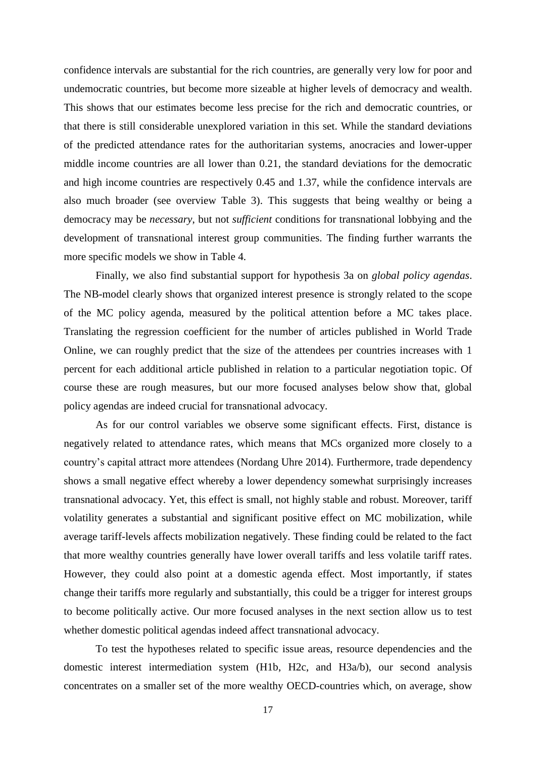confidence intervals are substantial for the rich countries, are generally very low for poor and undemocratic countries, but become more sizeable at higher levels of democracy and wealth. This shows that our estimates become less precise for the rich and democratic countries, or that there is still considerable unexplored variation in this set. While the standard deviations of the predicted attendance rates for the authoritarian systems, anocracies and lower-upper middle income countries are all lower than 0.21, the standard deviations for the democratic and high income countries are respectively 0.45 and 1.37, while the confidence intervals are also much broader (see overview Table 3). This suggests that being wealthy or being a democracy may be *necessary*, but not *sufficient* conditions for transnational lobbying and the development of transnational interest group communities. The finding further warrants the more specific models we show in Table 4.

Finally, we also find substantial support for hypothesis 3a on *global policy agendas*. The NB-model clearly shows that organized interest presence is strongly related to the scope of the MC policy agenda, measured by the political attention before a MC takes place. Translating the regression coefficient for the number of articles published in World Trade Online, we can roughly predict that the size of the attendees per countries increases with 1 percent for each additional article published in relation to a particular negotiation topic. Of course these are rough measures, but our more focused analyses below show that, global policy agendas are indeed crucial for transnational advocacy.

As for our control variables we observe some significant effects. First, distance is negatively related to attendance rates, which means that MCs organized more closely to a country's capital attract more attendees (Nordang Uhre 2014). Furthermore, trade dependency shows a small negative effect whereby a lower dependency somewhat surprisingly increases transnational advocacy. Yet, this effect is small, not highly stable and robust. Moreover, tariff volatility generates a substantial and significant positive effect on MC mobilization, while average tariff-levels affects mobilization negatively. These finding could be related to the fact that more wealthy countries generally have lower overall tariffs and less volatile tariff rates. However, they could also point at a domestic agenda effect. Most importantly, if states change their tariffs more regularly and substantially, this could be a trigger for interest groups to become politically active. Our more focused analyses in the next section allow us to test whether domestic political agendas indeed affect transnational advocacy.

To test the hypotheses related to specific issue areas, resource dependencies and the domestic interest intermediation system (H1b, H2c, and H3a/b), our second analysis concentrates on a smaller set of the more wealthy OECD-countries which, on average, show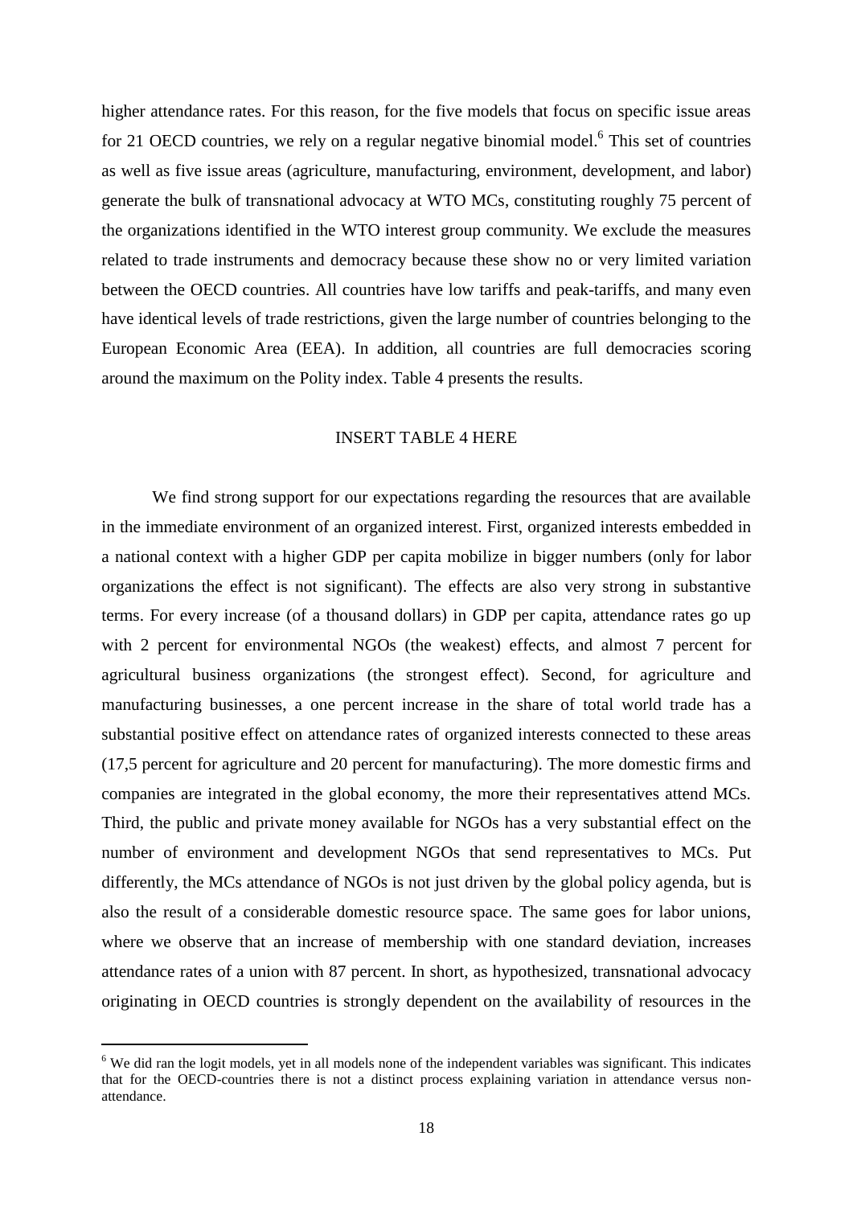higher attendance rates. For this reason, for the five models that focus on specific issue areas for 21 OECD countries, we rely on a regular negative binomial model.[6] This set of countries as well as five issue areas (agriculture, manufacturing, environment, development, and labor) generate the bulk of transnational advocacy at WTO MCs, constituting roughly 75 percent of the organizations identified in the WTO interest group community. We exclude the measures related to trade instruments and democracy because these show no or very limited variation between the OECD countries. All countries have low tariffs and peak-tariffs, and many even have identical levels of trade restrictions, given the large number of countries belonging to the European Economic Area (EEA). In addition, all countries are full democracies scoring around the maximum on the Polity index. Table 4 presents the results.

INSERT TABLE 4 HERE

We find strong support for our expectations regarding the resources that are available in the immediate environment of an organized interest. First, organized interests embedded in a national context with a higher GDP per capita mobilize in bigger numbers (only for labor organizations the effect is not significant). The effects are also very strong in substantive terms. For every increase (of a thousand dollars) in GDP per capita, attendance rates go up with 2 percent for environmental NGOs (the weakest) effects, and almost 7 percent for agricultural business organizations (the strongest effect). Second, for agriculture and manufacturing businesses, a one percent increase in the share of total world trade has a substantial positive effect on attendance rates of organized interests connected to these areas (17,5 percent for agriculture and 20 percent for manufacturing). The more domestic firms and companies are integrated in the global economy, the more their representatives attend MCs. Third, the public and private money available for NGOs has a very substantial effect on the number of environment and development NGOs that send representatives to MCs. Put differently, the MCs attendance of NGOs is not just driven by the global policy agenda, but is also the result of a considerable domestic resource space. The same goes for labor unions, where we observe that an increase of membership with one standard deviation, increases attendance rates of a union with 87 percent. In short, as hypothesized, transnational advocacy originating in OECD countries is strongly dependent on the availability of resources in the

[6] We did ran the logit models, yet in all models none of the independent variables was significant. This indicates that for the OECD-countries there is not a distinct process explaining variation in attendance versus non-attendance.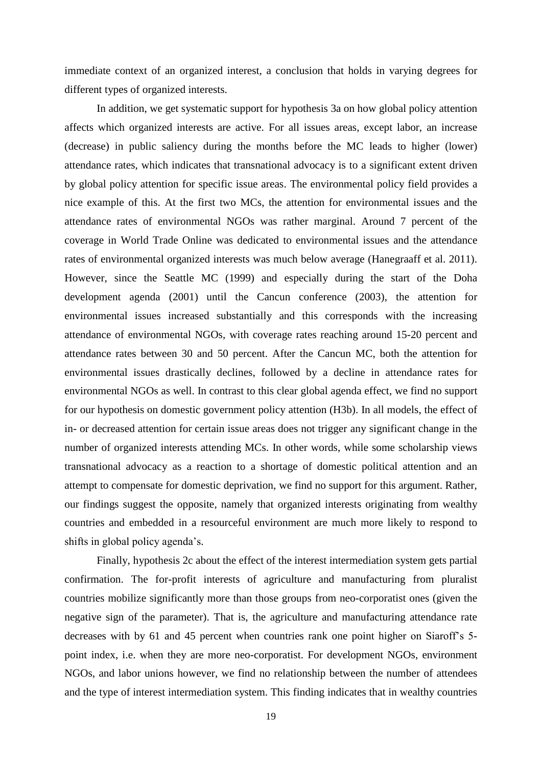immediate context of an organized interest, a conclusion that holds in varying degrees for different types of organized interests.

In addition, we get systematic support for hypothesis 3a on how global policy attention affects which organized interests are active. For all issues areas, except labor, an increase (decrease) in public saliency during the months before the MC leads to higher (lower) attendance rates, which indicates that transnational advocacy is to a significant extent driven by global policy attention for specific issue areas. The environmental policy field provides a nice example of this. At the first two MCs, the attention for environmental issues and the attendance rates of environmental NGOs was rather marginal. Around 7 percent of the coverage in World Trade Online was dedicated to environmental issues and the attendance rates of environmental organized interests was much below average (Hanegraaff et al. 2011). However, since the Seattle MC (1999) and especially during the start of the Doha development agenda (2001) until the Cancun conference (2003), the attention for environmental issues increased substantially and this corresponds with the increasing attendance of environmental NGOs, with coverage rates reaching around 15-20 percent and attendance rates between 30 and 50 percent. After the Cancun MC, both the attention for environmental issues drastically declines, followed by a decline in attendance rates for environmental NGOs as well. In contrast to this clear global agenda effect, we find no support for our hypothesis on domestic government policy attention (H3b). In all models, the effect of in- or decreased attention for certain issue areas does not trigger any significant change in the number of organized interests attending MCs. In other words, while some scholarship views transnational advocacy as a reaction to a shortage of domestic political attention and an attempt to compensate for domestic deprivation, we find no support for this argument. Rather, our findings suggest the opposite, namely that organized interests originating from wealthy countries and embedded in a resourceful environment are much more likely to respond to shifts in global policy agenda's.

Finally, hypothesis 2c about the effect of the interest intermediation system gets partial confirmation. The for-profit interests of agriculture and manufacturing from pluralist countries mobilize significantly more than those groups from neo-corporatist ones (given the negative sign of the parameter). That is, the agriculture and manufacturing attendance rate decreases with by 61 and 45 percent when countries rank one point higher on Siaroff's 5-point index, i.e. when they are more neo-corporatist. For development NGOs, environment NGOs, and labor unions however, we find no relationship between the number of attendees and the type of interest intermediation system. This finding indicates that in wealthy countries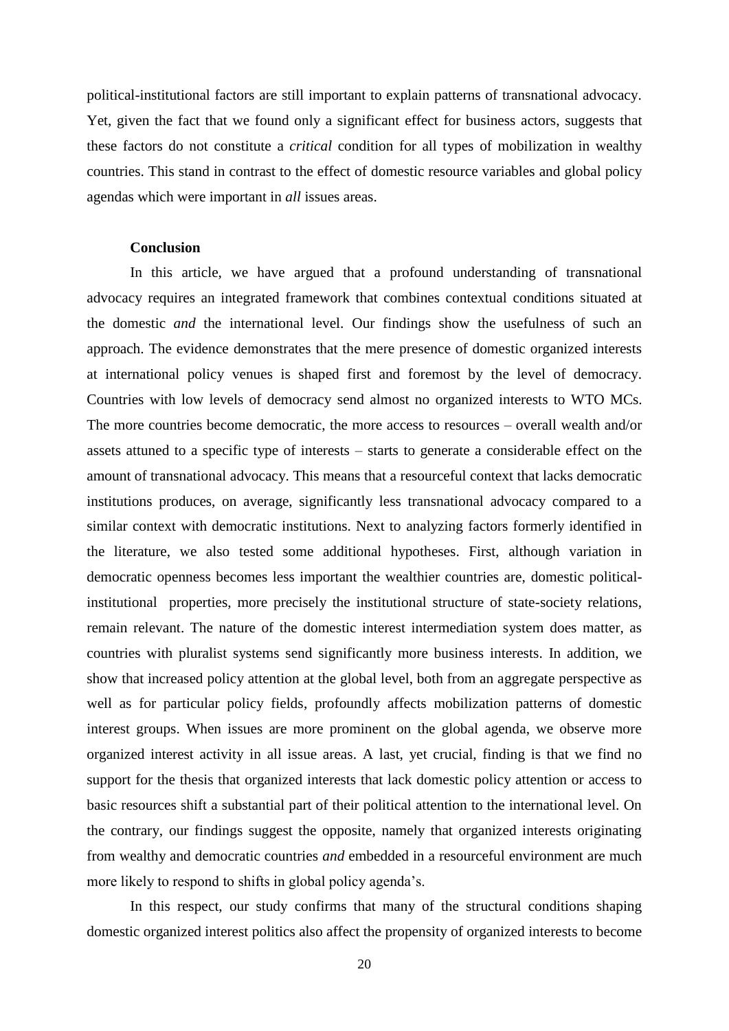political-institutional factors are still important to explain patterns of transnational advocacy. Yet, given the fact that we found only a significant effect for business actors, suggests that these factors do not constitute a *critical* condition for all types of mobilization in wealthy countries. This stand in contrast to the effect of domestic resource variables and global policy agendas which were important in *all* issues areas.

**Conclusion**

In this article, we have argued that a profound understanding of transnational advocacy requires an integrated framework that combines contextual conditions situated at the domestic *and* the international level. Our findings show the usefulness of such an approach. The evidence demonstrates that the mere presence of domestic organized interests at international policy venues is shaped first and foremost by the level of democracy. Countries with low levels of democracy send almost no organized interests to WTO MCs. The more countries become democratic, the more access to resources – overall wealth and/or assets attuned to a specific type of interests – starts to generate a considerable effect on the amount of transnational advocacy. This means that a resourceful context that lacks democratic institutions produces, on average, significantly less transnational advocacy compared to a similar context with democratic institutions. Next to analyzing factors formerly identified in the literature, we also tested some additional hypotheses. First, although variation in democratic openness becomes less important the wealthier countries are, domestic political-institutional properties, more precisely the institutional structure of state-society relations, remain relevant. The nature of the domestic interest intermediation system does matter, as countries with pluralist systems send significantly more business interests. In addition, we show that increased policy attention at the global level, both from an aggregate perspective as well as for particular policy fields, profoundly affects mobilization patterns of domestic interest groups. When issues are more prominent on the global agenda, we observe more organized interest activity in all issue areas. A last, yet crucial, finding is that we find no support for the thesis that organized interests that lack domestic policy attention or access to basic resources shift a substantial part of their political attention to the international level. On the contrary, our findings suggest the opposite, namely that organized interests originating from wealthy and democratic countries *and* embedded in a resourceful environment are much more likely to respond to shifts in global policy agenda's.

In this respect, our study confirms that many of the structural conditions shaping domestic organized interest politics also affect the propensity of organized interests to become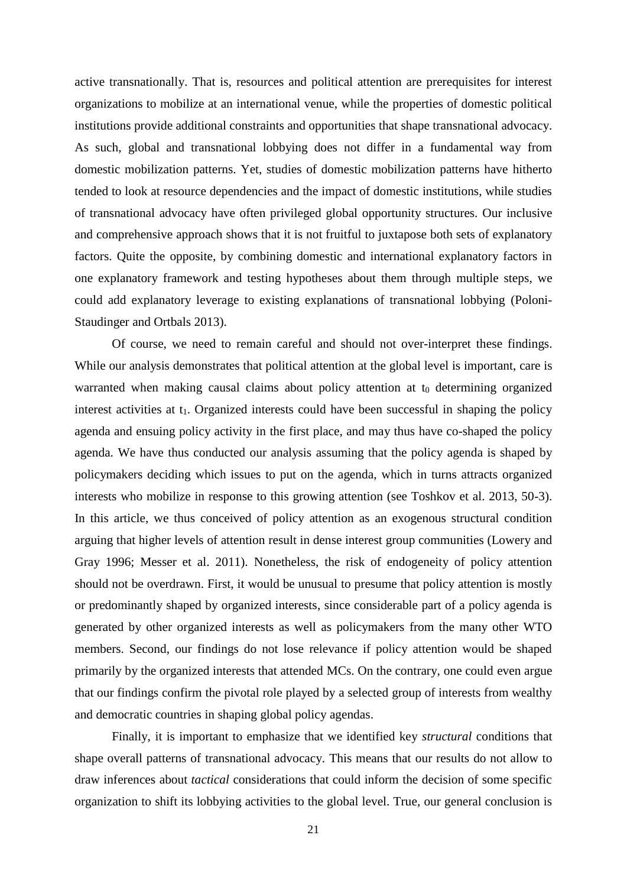active transnationally. That is, resources and political attention are prerequisites for interest organizations to mobilize at an international venue, while the properties of domestic political institutions provide additional constraints and opportunities that shape transnational advocacy. As such, global and transnational lobbying does not differ in a fundamental way from domestic mobilization patterns. Yet, studies of domestic mobilization patterns have hitherto tended to look at resource dependencies and the impact of domestic institutions, while studies of transnational advocacy have often privileged global opportunity structures. Our inclusive and comprehensive approach shows that it is not fruitful to juxtapose both sets of explanatory factors. Quite the opposite, by combining domestic and international explanatory factors in one explanatory framework and testing hypotheses about them through multiple steps, we could add explanatory leverage to existing explanations of transnational lobbying (Poloni-Staudinger and Ortbals 2013).

Of course, we need to remain careful and should not over-interpret these findings. While our analysis demonstrates that political attention at the global level is important, care is warranted when making causal claims about policy attention at $t_0$ determining organized interest activities at $t_1$. Organized interests could have been successful in shaping the policy agenda and ensuing policy activity in the first place, and may thus have co-shaped the policy agenda. We have thus conducted our analysis assuming that the policy agenda is shaped by policymakers deciding which issues to put on the agenda, which in turns attracts organized interests who mobilize in response to this growing attention (see Toshkov et al. 2013, 50-3). In this article, we thus conceived of policy attention as an exogenous structural condition arguing that higher levels of attention result in dense interest group communities (Lowery and Gray 1996; Messer et al. 2011). Nonetheless, the risk of endogeneity of policy attention should not be overdrawn. First, it would be unusual to presume that policy attention is mostly or predominantly shaped by organized interests, since considerable part of a policy agenda is generated by other organized interests as well as policymakers from the many other WTO members. Second, our findings do not lose relevance if policy attention would be shaped primarily by the organized interests that attended MCs. On the contrary, one could even argue that our findings confirm the pivotal role played by a selected group of interests from wealthy and democratic countries in shaping global policy agendas.

Finally, it is important to emphasize that we identified key *structural* conditions that shape overall patterns of transnational advocacy. This means that our results do not allow to draw inferences about *tactical* considerations that could inform the decision of some specific organization to shift its lobbying activities to the global level. True, our general conclusion is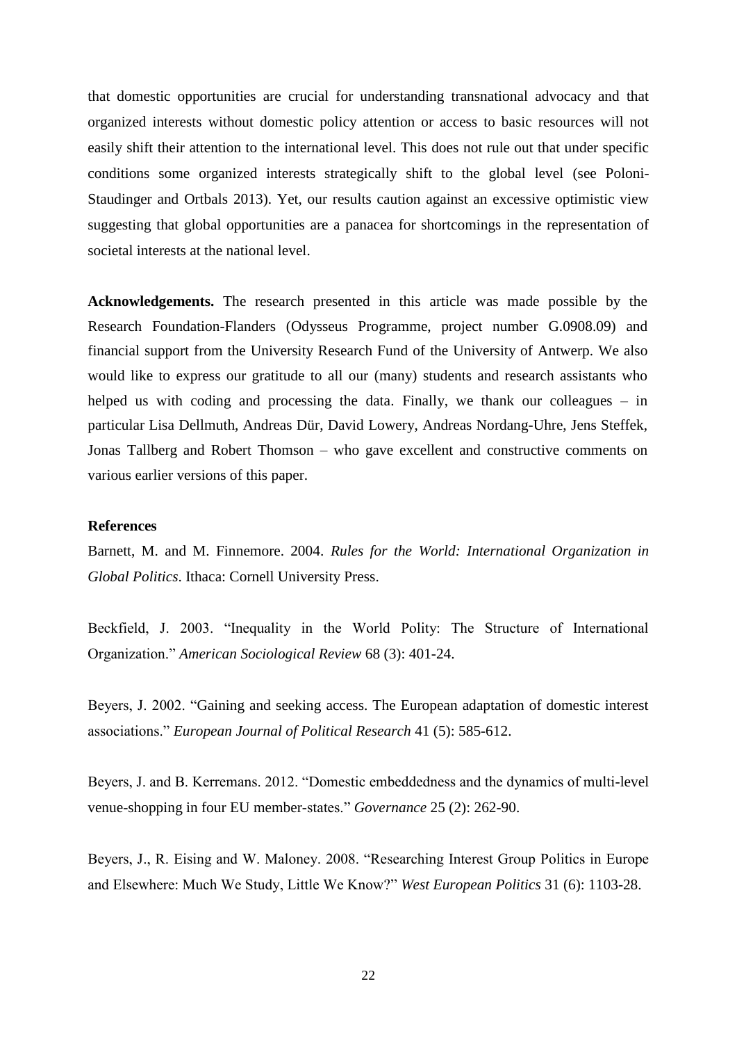that domestic opportunities are crucial for understanding transnational advocacy and that organized interests without domestic policy attention or access to basic resources will not easily shift their attention to the international level. This does not rule out that under specific conditions some organized interests strategically shift to the global level (see Poloni-Staudinger and Ortbals 2013). Yet, our results caution against an excessive optimistic view suggesting that global opportunities are a panacea for shortcomings in the representation of societal interests at the national level.

**Acknowledgements.** The research presented in this article was made possible by the Research Foundation-Flanders (Odysseus Programme, project number G.0908.09) and financial support from the University Research Fund of the University of Antwerp. We also would like to express our gratitude to all our (many) students and research assistants who helped us with coding and processing the data. Finally, we thank our colleagues – in particular Lisa Dellmuth, Andreas Dür, David Lowery, Andreas Nordang-Uhre, Jens Steffek, Jonas Tallberg and Robert Thomson – who gave excellent and constructive comments on various earlier versions of this paper.

**References**

Barnett, M. and M. Finnemore. 2004. *Rules for the World: International Organization in Global Politics*. Ithaca: Cornell University Press.

Beckfield, J. 2003. "Inequality in the World Polity: The Structure of International Organization." *American Sociological Review* 68 (3): 401-24.

Beyers, J. 2002. "Gaining and seeking access. The European adaptation of domestic interest associations." *European Journal of Political Research* 41 (5): 585-612.

Beyers, J. and B. Kerremans. 2012. "Domestic embeddedness and the dynamics of multi-level venue-shopping in four EU member-states." *Governance* 25 (2): 262-90.

Beyers, J., R. Eising and W. Maloney. 2008. "Researching Interest Group Politics in Europe and Elsewhere: Much We Study, Little We Know?" *West European Politics* 31 (6): 1103-28.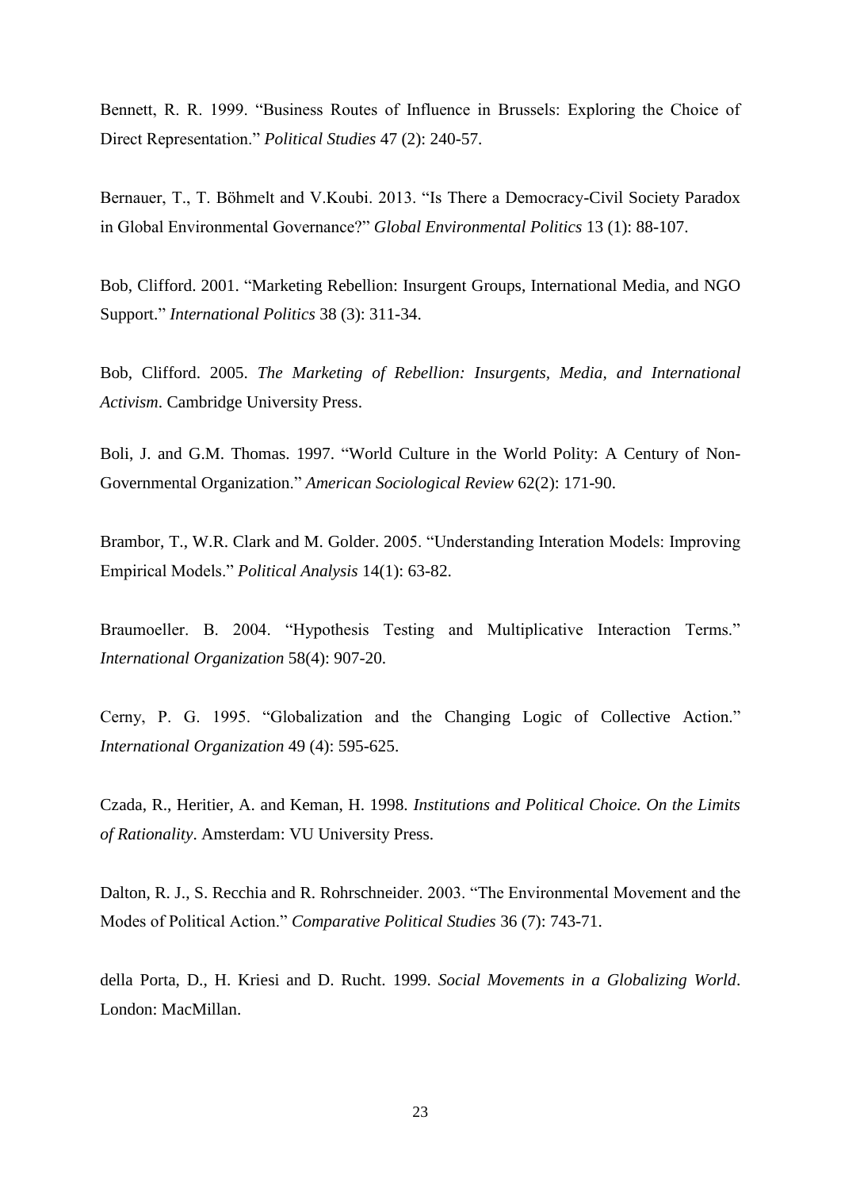Bennett, R. R. 1999. “Business Routes of Influence in Brussels: Exploring the Choice of Direct Representation.” *Political Studies* 47 (2): 240-57.

Bernauer, T., T. Böhmelt and V.Koubi. 2013. “Is There a Democracy-Civil Society Paradox in Global Environmental Governance?” *Global Environmental Politics* 13 (1): 88-107.

Bob, Clifford. 2001. “Marketing Rebellion: Insurgent Groups, International Media, and NGO Support.” *International Politics* 38 (3): 311-34.

Bob, Clifford. 2005. *The Marketing of Rebellion: Insurgents, Media, and International Activism*. Cambridge University Press.

Boli, J. and G.M. Thomas. 1997. “World Culture in the World Polity: A Century of Non-Governmental Organization.” *American Sociological Review* 62(2): 171-90.

Brambor, T., W.R. Clark and M. Golder. 2005. “Understanding Interation Models: Improving Empirical Models.” *Political Analysis* 14(1): 63-82.

Braumoeller. B. 2004. “Hypothesis Testing and Multiplicative Interaction Terms.” *International Organization* 58(4): 907-20.

Cerny, P. G. 1995. “Globalization and the Changing Logic of Collective Action.” *International Organization* 49 (4): 595-625.

Czada, R., Heritier, A. and Keman, H. 1998. *Institutions and Political Choice. On the Limits of Rationality*. Amsterdam: VU University Press.

Dalton, R. J., S. Recchia and R. Rohrschneider. 2003. “The Environmental Movement and the Modes of Political Action.” *Comparative Political Studies* 36 (7): 743-71.

della Porta, D., H. Kriesi and D. Rucht. 1999. *Social Movements in a Globalizing World*. London: MacMillan.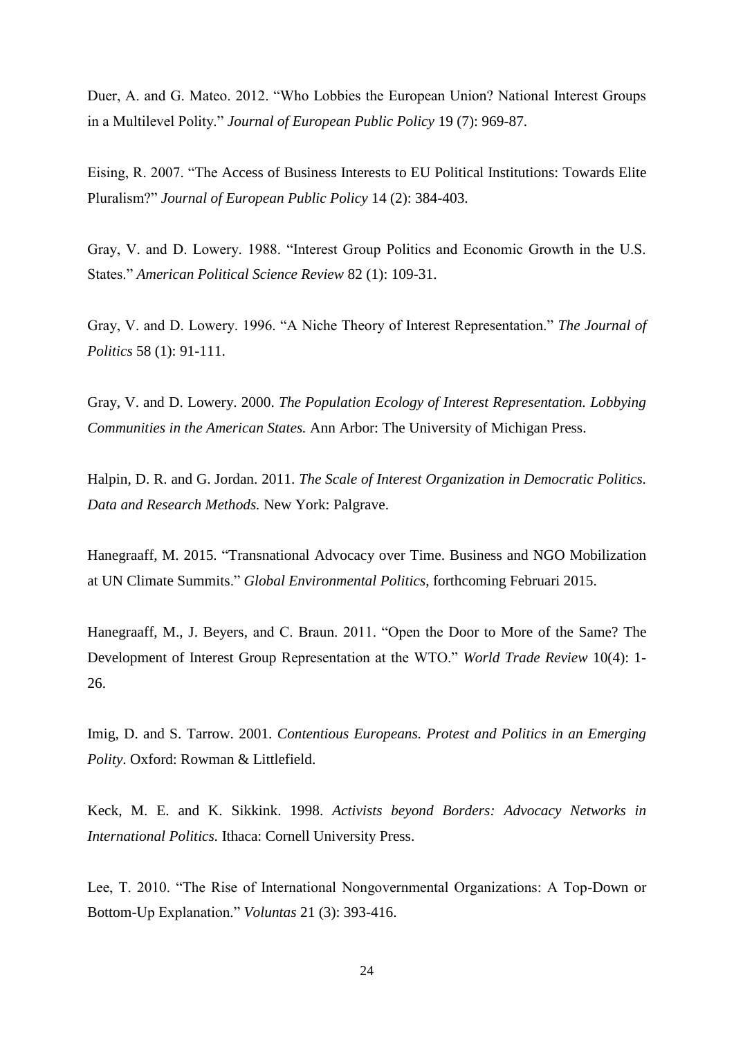Duer, A. and G. Mateo. 2012. "Who Lobbies the European Union? National Interest Groups in a Multilevel Polity." *Journal of European Public Policy* 19 (7): 969-87.

Eising, R. 2007. "The Access of Business Interests to EU Political Institutions: Towards Elite Pluralism?" *Journal of European Public Policy* 14 (2): 384-403.

Gray, V. and D. Lowery. 1988. "Interest Group Politics and Economic Growth in the U.S. States." *American Political Science Review* 82 (1): 109-31.

Gray, V. and D. Lowery. 1996. "A Niche Theory of Interest Representation." *The Journal of Politics* 58 (1): 91-111.

Gray, V. and D. Lowery. 2000. *The Population Ecology of Interest Representation. Lobbying Communities in the American States.* Ann Arbor: The University of Michigan Press.

Halpin, D. R. and G. Jordan. 2011. *The Scale of Interest Organization in Democratic Politics. Data and Research Methods.* New York: Palgrave.

Hanegraaff, M. 2015. "Transnational Advocacy over Time. Business and NGO Mobilization at UN Climate Summits." *Global Environmental Politics*, forthcoming Februari 2015.

Hanegraaff, M., J. Beyers, and C. Braun. 2011. "Open the Door to More of the Same? The Development of Interest Group Representation at the WTO." *World Trade Review* 10(4): 1-26.

Imig, D. and S. Tarrow. 2001. *Contentious Europeans. Protest and Politics in an Emerging Polity*. Oxford: Rowman & Littlefield.

Keck, M. E. and K. Sikkink. 1998. *Activists beyond Borders: Advocacy Networks in International Politics.* Ithaca: Cornell University Press.

Lee, T. 2010. "The Rise of International Nongovernmental Organizations: A Top-Down or Bottom-Up Explanation." *Voluntas* 21 (3): 393-416.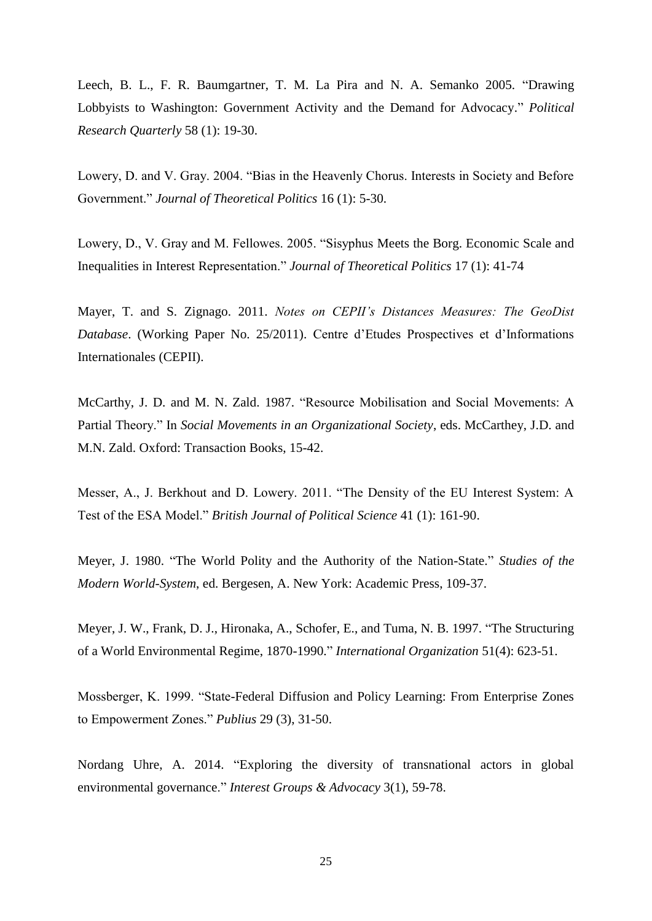Leech, B. L., F. R. Baumgartner, T. M. La Pira and N. A. Semanko 2005. "Drawing Lobbyists to Washington: Government Activity and the Demand for Advocacy." *Political Research Quarterly* 58 (1): 19-30.

Lowery, D. and V. Gray. 2004. "Bias in the Heavenly Chorus. Interests in Society and Before Government." *Journal of Theoretical Politics* 16 (1): 5-30.

Lowery, D., V. Gray and M. Fellowes. 2005. "Sisyphus Meets the Borg. Economic Scale and Inequalities in Interest Representation." *Journal of Theoretical Politics* 17 (1): 41-74

Mayer, T. and S. Zignago. 2011. *Notes on CEPII's Distances Measures: The GeoDist Database*. (Working Paper No. 25/2011). Centre d'Etudes Prospectives et d'Informations Internationales (CEPII).

McCarthy, J. D. and M. N. Zald. 1987. "Resource Mobilisation and Social Movements: A Partial Theory." In *Social Movements in an Organizational Society*, eds. McCarthey, J.D. and M.N. Zald. Oxford: Transaction Books, 15-42.

Messer, A., J. Berkhout and D. Lowery. 2011. "The Density of the EU Interest System: A Test of the ESA Model." *British Journal of Political Science* 41 (1): 161-90.

Meyer, J. 1980. "The World Polity and the Authority of the Nation-State." *Studies of the Modern World-System*, ed. Bergesen, A. New York: Academic Press, 109-37.

Meyer, J. W., Frank, D. J., Hironaka, A., Schofer, E., and Tuma, N. B. 1997. "The Structuring of a World Environmental Regime, 1870-1990." *International Organization* 51(4): 623-51.

Mossberger, K. 1999. "State-Federal Diffusion and Policy Learning: From Enterprise Zones to Empowerment Zones." *Publius* 29 (3), 31-50.

Nordang Uhre, A. 2014. "Exploring the diversity of transnational actors in global environmental governance." *Interest Groups & Advocacy* 3(1), 59-78.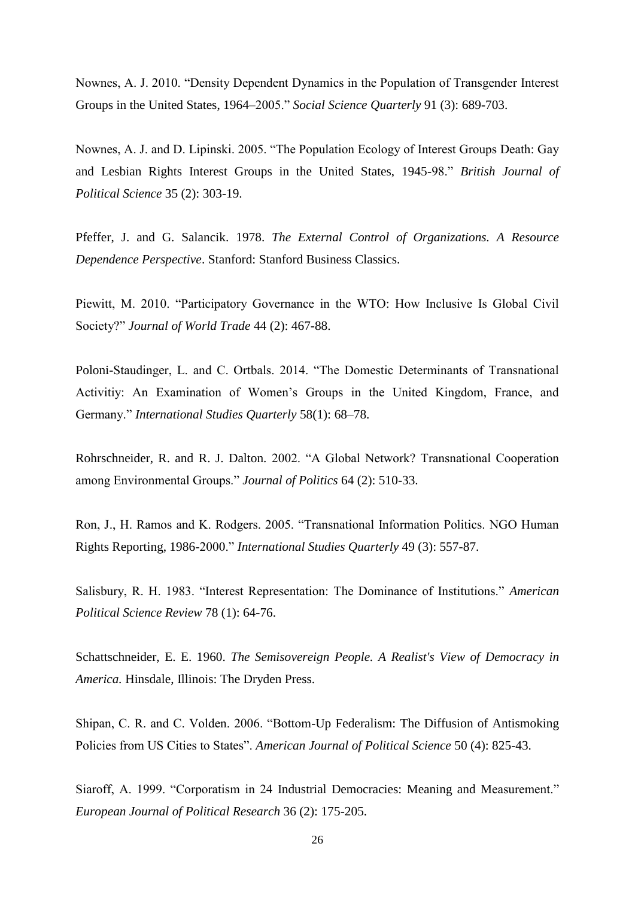Nownes, A. J. 2010. "Density Dependent Dynamics in the Population of Transgender Interest Groups in the United States, 1964–2005." *Social Science Quarterly* 91 (3): 689-703.

Nownes, A. J. and D. Lipinski. 2005. "The Population Ecology of Interest Groups Death: Gay and Lesbian Rights Interest Groups in the United States, 1945-98." *British Journal of Political Science* 35 (2): 303-19.

Pfeffer, J. and G. Salancik. 1978. *The External Control of Organizations. A Resource Dependence Perspective*. Stanford: Stanford Business Classics.

Piewitt, M. 2010. "Participatory Governance in the WTO: How Inclusive Is Global Civil Society?" *Journal of World Trade* 44 (2): 467-88.

Poloni-Staudinger, L. and C. Ortbals. 2014. "The Domestic Determinants of Transnational Activitiy: An Examination of Women's Groups in the United Kingdom, France, and Germany." *International Studies Quarterly* 58(1): 68–78.

Rohrschneider, R. and R. J. Dalton. 2002. "A Global Network? Transnational Cooperation among Environmental Groups." *Journal of Politics* 64 (2): 510-33.

Ron, J., H. Ramos and K. Rodgers. 2005. "Transnational Information Politics. NGO Human Rights Reporting, 1986-2000." *International Studies Quarterly* 49 (3): 557-87.

Salisbury, R. H. 1983. "Interest Representation: The Dominance of Institutions." *American Political Science Review* 78 (1): 64-76.

Schattschneider, E. E. 1960. *The Semisovereign People. A Realist's View of Democracy in America.* Hinsdale, Illinois: The Dryden Press.

Shipan, C. R. and C. Volden. 2006. "Bottom-Up Federalism: The Diffusion of Antismoking Policies from US Cities to States". *American Journal of Political Science* 50 (4): 825-43.

Siaroff, A. 1999. "Corporatism in 24 Industrial Democracies: Meaning and Measurement." *European Journal of Political Research* 36 (2): 175-205.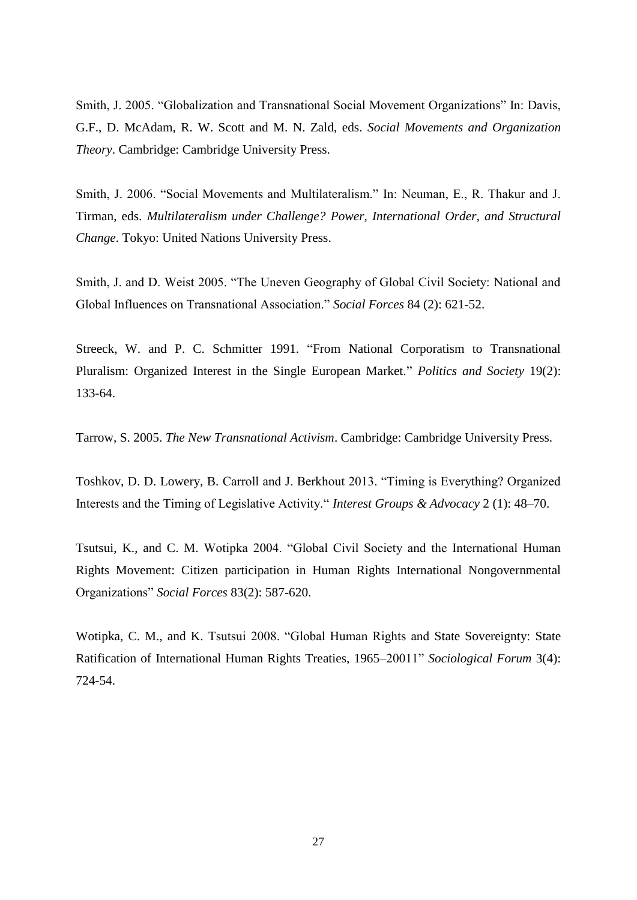Smith, J. 2005. "Globalization and Transnational Social Movement Organizations" In: Davis, G.F., D. McAdam, R. W. Scott and M. N. Zald, eds. *Social Movements and Organization Theory*. Cambridge: Cambridge University Press.

Smith, J. 2006. "Social Movements and Multilateralism." In: Neuman, E., R. Thakur and J. Tirman, eds. *Multilateralism under Challenge? Power, International Order, and Structural Change*. Tokyo: United Nations University Press.

Smith, J. and D. Weist 2005. "The Uneven Geography of Global Civil Society: National and Global Influences on Transnational Association." *Social Forces* 84 (2): 621-52.

Streeck, W. and P. C. Schmitter 1991. "From National Corporatism to Transnational Pluralism: Organized Interest in the Single European Market." *Politics and Society* 19(2): 133-64.

Tarrow, S. 2005. *The New Transnational Activism*. Cambridge: Cambridge University Press.

Toshkov, D. D. Lowery, B. Carroll and J. Berkhout 2013. "Timing is Everything? Organized Interests and the Timing of Legislative Activity." *Interest Groups & Advocacy* 2 (1): 48–70.

Tsutsui, K., and C. M. Wotipka 2004. "Global Civil Society and the International Human Rights Movement: Citizen participation in Human Rights International Nongovernmental Organizations" *Social Forces* 83(2): 587-620.

Wotipka, C. M., and K. Tsutsui 2008. "Global Human Rights and State Sovereignty: State Ratification of International Human Rights Treaties, 1965–20011" *Sociological Forum* 3(4): 724-54.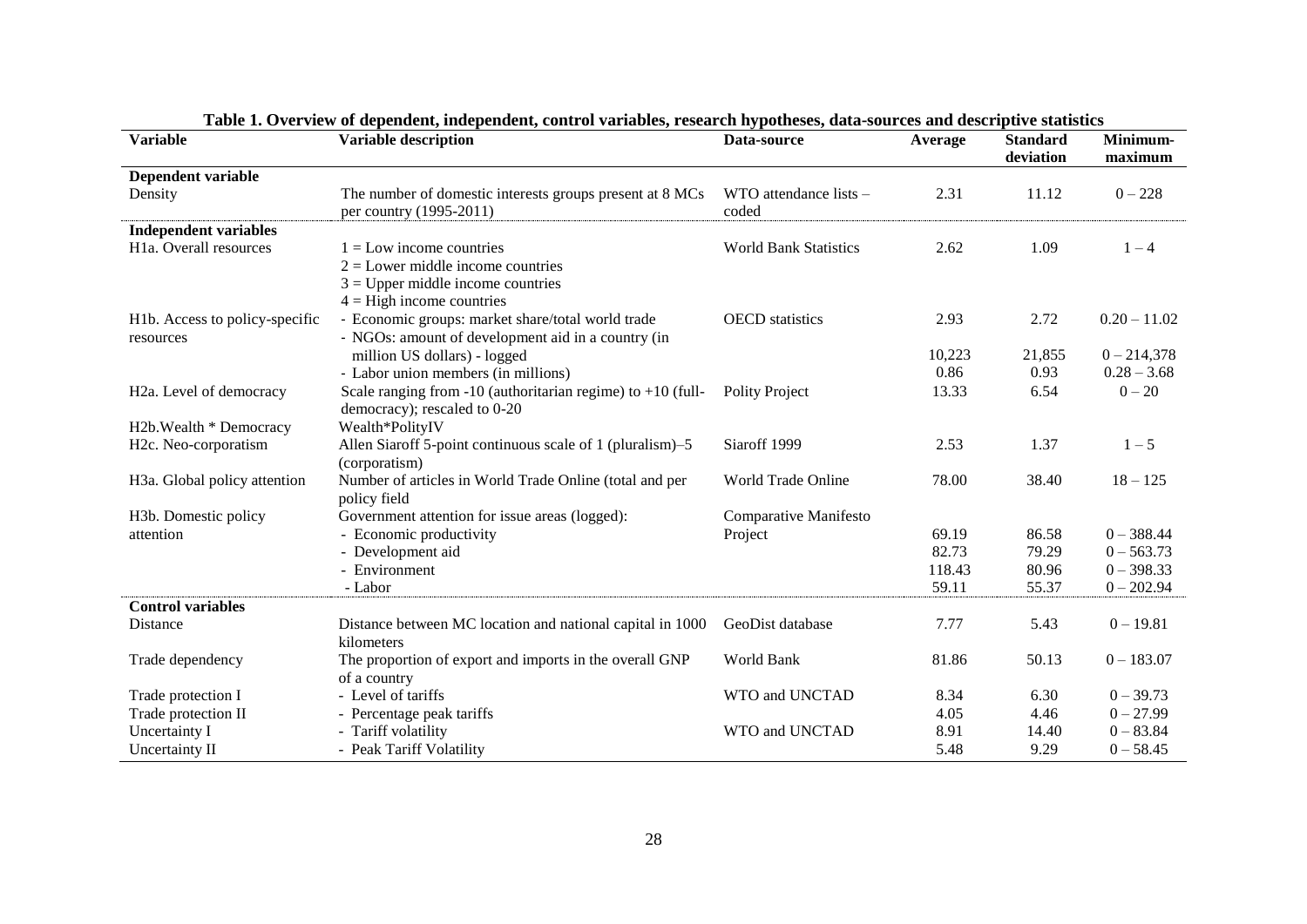**Table 1. Overview of dependent, independent, control variables, research hypotheses, data-sources and descriptive statistics**

| Variable | Variable description | Data-source | Average | Standard deviation | Minimum-maximum |
|---|---|---|---|---|---|
| **Dependent variable** | | | | | |
| Density | The number of domestic interests groups present at 8 MCs per country (1995-2011) | WTO attendance lists – coded | 2.31 | 11.12 | 0 – 228 |
| **Independent variables** | | | | | |
| H1a. Overall resources | 1 = Low income countries<br>2 = Lower middle income countries<br>3 = Upper middle income countries<br>4 = High income countries | World Bank Statistics | 2.62 | 1.09 | 1 – 4 |
| H1b. Access to policy-specific resources | - Economic groups: market share/total world trade<br>- NGOs: amount of development aid in a country (in million US dollars) - logged<br>- Labor union members (in millions) | OECD statistics | 2.93<br>10,223<br>0.86 | 2.72<br>21,855<br>0.93 | 0.20 – 11.02<br>0 – 214,378<br>0.28 – 3.68 |
| H2a. Level of democracy | Scale ranging from -10 (authoritarian regime) to +10 (full-democracy); rescaled to 0-20 | Polity Project | 13.33 | 6.54 | 0 – 20 |
| H2b.Wealth * Democracy | Wealth*PolityIV | | | | |
| H2c. Neo-corporatism | Allen Siaroff 5-point continuous scale of 1 (pluralism)–5 (corporatism) | Siaroff 1999 | 2.53 | 1.37 | 1 – 5 |
| H3a. Global policy attention | Number of articles in World Trade Online (total and per policy field | World Trade Online | 78.00 | 38.40 | 18 – 125 |
| H3b. Domestic policy attention | Government attention for issue areas (logged):<br>- Economic productivity<br>- Development aid<br>- Environment<br>- Labor | Comparative Manifesto Project | <br>69.19<br>82.73<br>118.43<br>59.11 | <br>86.58<br>79.29<br>80.96<br>55.37 | <br>0 – 388.44<br>0 – 563.73<br>0 – 398.33<br>0 – 202.94 |
| **Control variables** | | | | | |
| Distance | Distance between MC location and national capital in 1000 kilometers | GeoDist database | 7.77 | 5.43 | 0 – 19.81 |
| Trade dependency | The proportion of export and imports in the overall GNP of a country | World Bank | 81.86 | 50.13 | 0 – 183.07 |
| Trade protection I | - Level of tariffs | WTO and UNCTAD | 8.34 | 6.30 | 0 – 39.73 |
| Trade protection II | - Percentage peak tariffs | | 4.05 | 4.46 | 0 – 27.99 |
| Uncertainty I | - Tariff volatility | WTO and UNCTAD | 8.91 | 14.40 | 0 – 83.84 |
| Uncertainty II | - Peak Tariff Volatility | | 5.48 | 9.29 | 0 – 58.45 |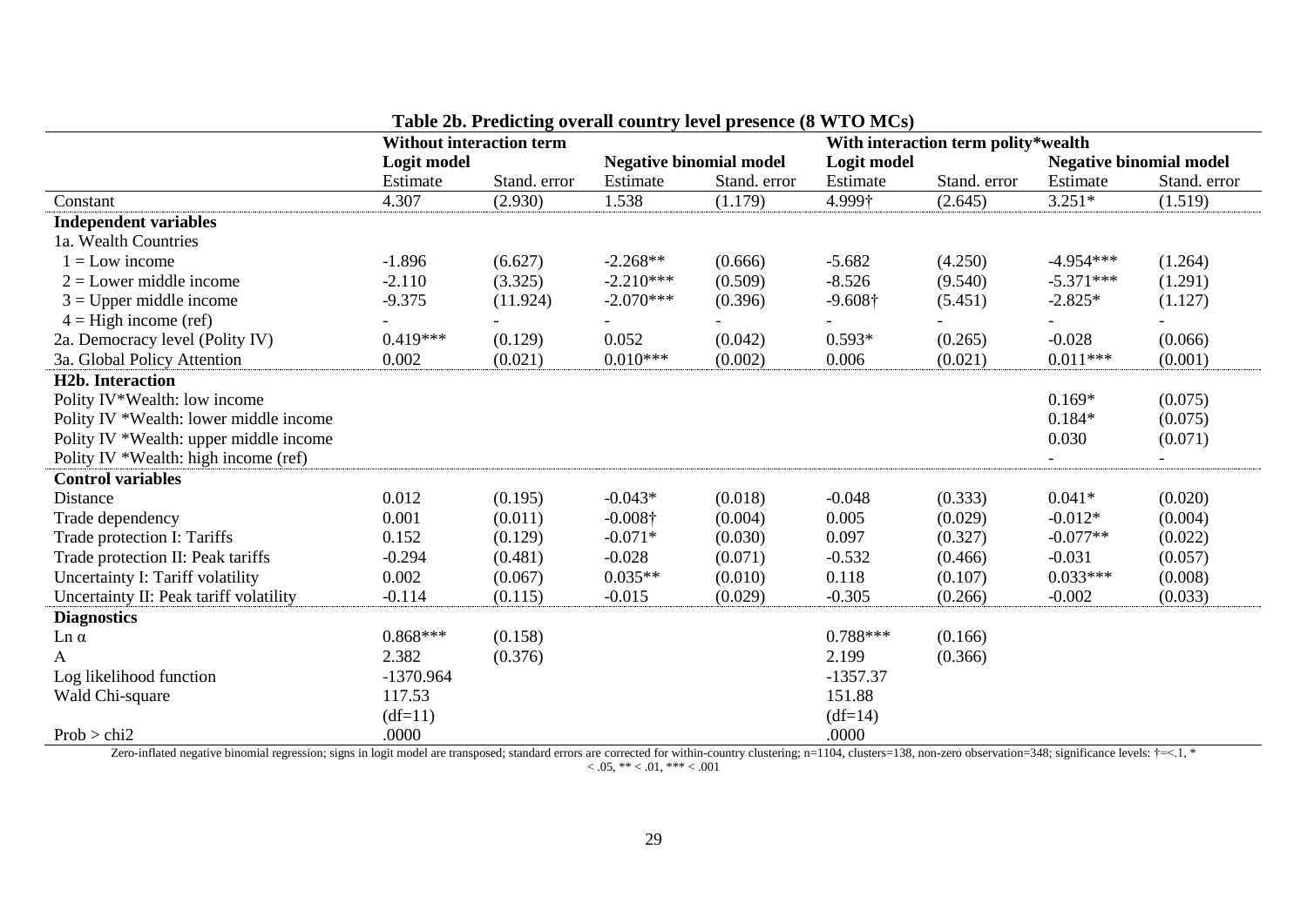**Table 2b. Predicting overall country level presence (8 WTO MCs)**

| | Without interaction term | | | | With interaction term polity*wealth | | | |
|---|---|---|---|---|---|---|---|---|
| | Logit model | | Negative binomial model | | Logit model | | Negative binomial model | |
| | Estimate | Stand. error | Estimate | Stand. error | Estimate | Stand. error | Estimate | Stand. error |
| Constant | 4.307 | (2.930) | 1.538 | (1.179) | 4.999† | (2.645) | 3.251* | (1.519) |
| **Independent variables** | | | | | | | | |
| 1a. Wealth Countries | | | | | | | | |
| 1 = Low income | -1.896 | (6.627) | -2.268** | (0.666) | -5.682 | (4.250) | -4.954*** | (1.264) |
| 2 = Lower middle income | -2.110 | (3.325) | -2.210*** | (0.509) | -8.526 | (9.540) | -5.371*** | (1.291) |
| 3 = Upper middle income | -9.375 | (11.924) | -2.070*** | (0.396) | -9.608† | (5.451) | -2.825* | (1.127) |
| 4 = High income (ref) | - | - | - | - | - | - | - | - |
| 2a. Democracy level (Polity IV) | 0.419*** | (0.129) | 0.052 | (0.042) | 0.593* | (0.265) | -0.028 | (0.066) |
| 3a. Global Policy Attention | 0.002 | (0.021) | 0.010*** | (0.002) | 0.006 | (0.021) | 0.011*** | (0.001) |
| **H2b. Interaction** | | | | | | | | |
| Polity IV*Wealth: low income | | | | | | | 0.169* | (0.075) |
| Polity IV *Wealth: lower middle income | | | | | | | 0.184* | (0.075) |
| Polity IV *Wealth: upper middle income | | | | | | | 0.030 | (0.071) |
| Polity IV *Wealth: high income (ref) | | | | | | | - | - |
| **Control variables** | | | | | | | | |
| Distance | 0.012 | (0.195) | -0.043* | (0.018) | -0.048 | (0.333) | 0.041* | (0.020) |
| Trade dependency | 0.001 | (0.011) | -0.008† | (0.004) | 0.005 | (0.029) | -0.012* | (0.004) |
| Trade protection I: Tariffs | 0.152 | (0.129) | -0.071* | (0.030) | 0.097 | (0.327) | -0.077** | (0.022) |
| Trade protection II: Peak tariffs | -0.294 | (0.481) | -0.028 | (0.071) | -0.532 | (0.466) | -0.031 | (0.057) |
| Uncertainty I: Tariff volatility | 0.002 | (0.067) | 0.035** | (0.010) | 0.118 | (0.107) | 0.033*** | (0.008) |
| Uncertainty II: Peak tariff volatility | -0.114 | (0.115) | -0.015 | (0.029) | -0.305 | (0.266) | -0.002 | (0.033) |
| **Diagnostics** | | | | | | | | |
| Ln α | 0.868*** | (0.158) | | | 0.788*** | (0.166) | | |
| A | 2.382 | (0.376) | | | 2.199 | (0.366) | | |
| Log likelihood function | -1370.964 | | | | -1357.37 | | | |
| Wald Chi-square | 117.53 | | | | 151.88 | | | |
| | (df=11) | | | | (df=14) | | | |
| Prob > chi2 | .0000 | | | | .0000 | | | |

Zero-inflated negative binomial regression; signs in logit model are transposed; standard errors are corrected for within-country clustering; n=1104, clusters=138, non-zero observation=348; significance levels: †=<.1, * < .05, ** < .01, *** < .001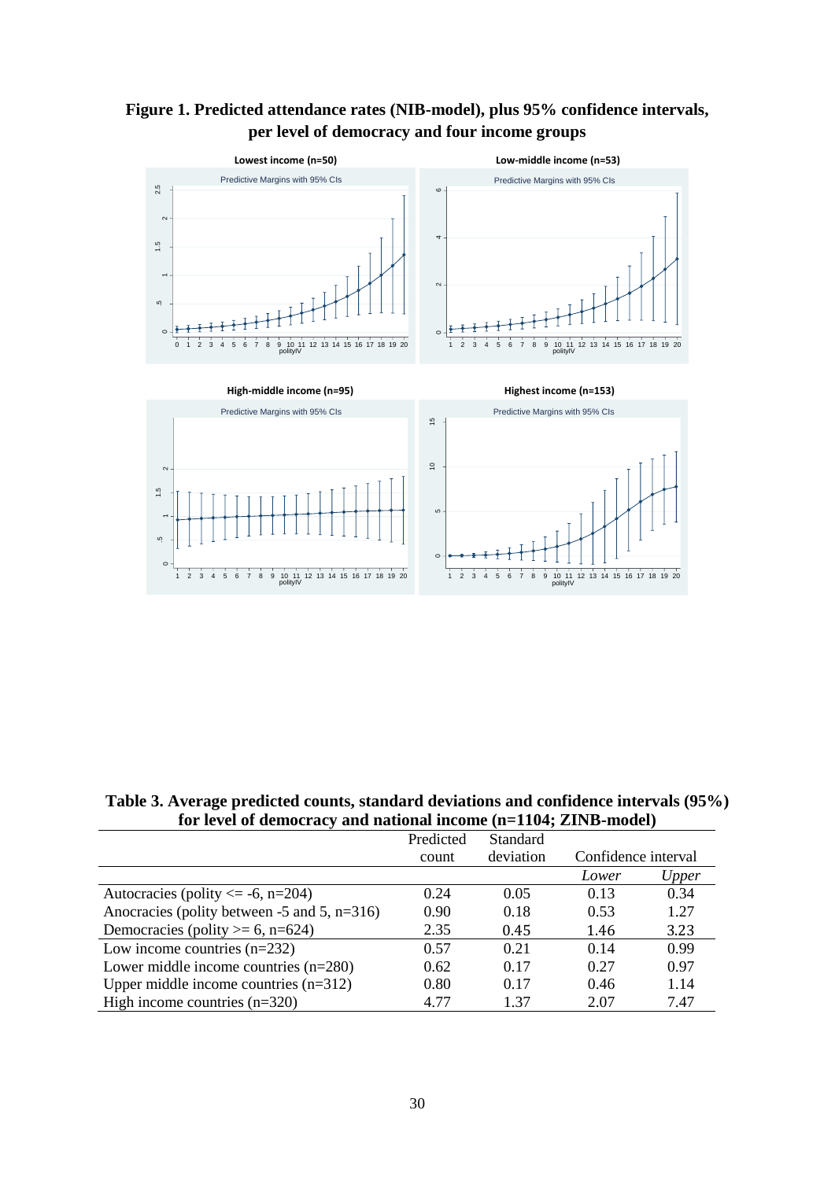**Figure 1. Predicted attendance rates (NIB-model), plus 95% confidence intervals, per level of democracy and four income groups**

**Table 3. Average predicted counts, standard deviations and confidence intervals (95%) for level of democracy and national income (n=1104; ZINB-model)**

| | Predicted count | Standard deviation | Confidence interval | |
|---|---|---|---|---|
| | | | *Lower* | *Upper* |
| Autocracies (polity <= -6, n=204) | 0.24 | 0.05 | 0.13 | 0.34 |
| Anocracies (polity between -5 and 5, n=316) | 0.90 | 0.18 | 0.53 | 1.27 |
| Democracies (polity >= 6, n=624) | 2.35 | 0.45 | 1.46 | 3.23 |
| Low income countries (n=232) | 0.57 | 0.21 | 0.14 | 0.99 |
| Lower middle income countries (n=280) | 0.62 | 0.17 | 0.27 | 0.97 |
| Upper middle income countries (n=312) | 0.80 | 0.17 | 0.46 | 1.14 |
| High income countries (n=320) | 4.77 | 1.37 | 2.07 | 7.47 |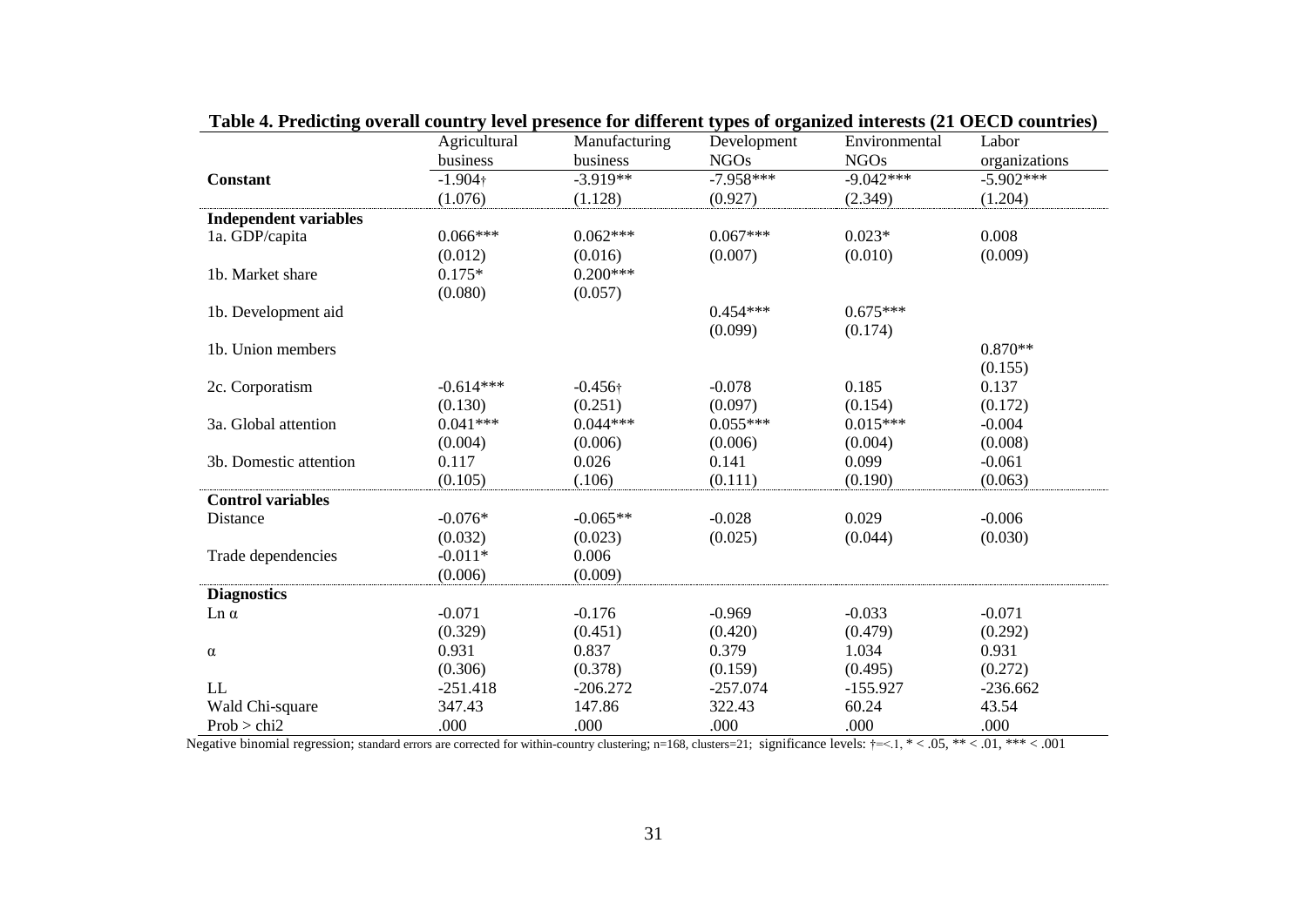**Table 4. Predicting overall country level presence for different types of organized interests (21 OECD countries)**

| | Agricultural business | Manufacturing business | Development NGOs | Environmental NGOs | Labor organizations |
|---|---|---|---|---|---|
| **Constant** | -1.904† | -3.919** | -7.958*** | -9.042*** | -5.902*** |
| | (1.076) | (1.128) | (0.927) | (2.349) | (1.204) |
| **Independent variables** | | | | | |
| 1a. GDP/capita | 0.066*** | 0.062*** | 0.067*** | 0.023* | 0.008 |
| | (0.012) | (0.016) | (0.007) | (0.010) | (0.009) |
| 1b. Market share | 0.175* | 0.200*** | | | |
| | (0.080) | (0.057) | | | |
| 1b. Development aid | | | 0.454*** | 0.675*** | |
| | | | (0.099) | (0.174) | |
| 1b. Union members | | | | | 0.870** |
| | | | | | (0.155) |
| 2c. Corporatism | -0.614*** | -0.456† | -0.078 | 0.185 | 0.137 |
| | (0.130) | (0.251) | (0.097) | (0.154) | (0.172) |
| 3a. Global attention | 0.041*** | 0.044*** | 0.055*** | 0.015*** | -0.004 |
| | (0.004) | (0.006) | (0.006) | (0.004) | (0.008) |
| 3b. Domestic attention | 0.117 | 0.026 | 0.141 | 0.099 | -0.061 |
| | (0.105) | (.106) | (0.111) | (0.190) | (0.063) |
| **Control variables** | | | | | |
| Distance | -0.076* | -0.065** | -0.028 | 0.029 | -0.006 |
| | (0.032) | (0.023) | (0.025) | (0.044) | (0.030) |
| Trade dependencies | -0.011* | 0.006 | | | |
| | (0.006) | (0.009) | | | |
| **Diagnostics** | | | | | |
| Ln $\alpha$ | -0.071 | -0.176 | -0.969 | -0.033 | -0.071 |
| | (0.329) | (0.451) | (0.420) | (0.479) | (0.292) |
| $\alpha$ | 0.931 | 0.837 | 0.379 | 1.034 | 0.931 |
| | (0.306) | (0.378) | (0.159) | (0.495) | (0.272) |
| LL | -251.418 | -206.272 | -257.074 | -155.927 | -236.662 |
| Wald Chi-square | 347.43 | 147.86 | 322.43 | 60.24 | 43.54 |
| Prob > chi2 | .000 | .000 | .000 | .000 | .000 |

Negative binomial regression; standard errors are corrected for within-country clustering; n=168, clusters=21; significance levels: †=<.1, * < .05, ** < .01, *** < .001